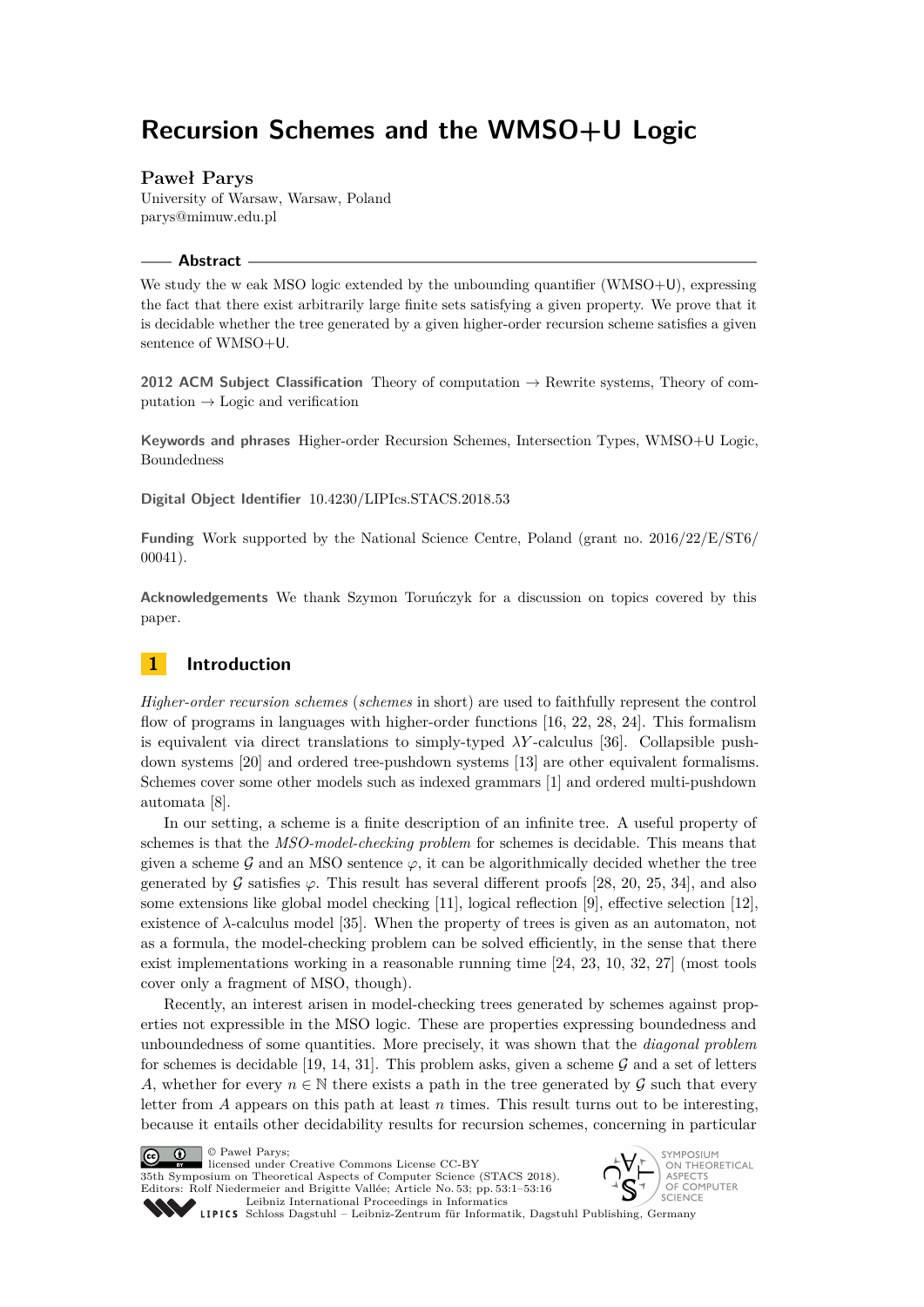# Recursion Schemes and the WMSO+U Logic

**Paweł Parys**

University of Warsaw, Warsaw, Poland
parys@mimuw.edu.pl

## Abstract

We study the w eak MSO logic extended by the unbounding quantifier (WMSO+U), expressing the fact that there exist arbitrarily large finite sets satisfying a given property. We prove that it is decidable whether the tree generated by a given higher-order recursion scheme satisfies a given sentence of WMSO+U.

**2012 ACM Subject Classification** Theory of computation → Rewrite systems, Theory of computation → Logic and verification

**Keywords and phrases** Higher-order Recursion Schemes, Intersection Types, WMSO+U Logic, Boundedness

**Digital Object Identifier** 10.4230/LIPIcs.STACS.2018.53

**Funding** Work supported by the National Science Centre, Poland (grant no. 2016/22/E/ST6/00041).

**Acknowledgements** We thank Szymon Toruńczyk for a discussion on topics covered by this paper.

## 1 Introduction

*Higher-order recursion schemes* (*schemes* in short) are used to faithfully represent the control flow of programs in languages with higher-order functions [16, 22, 28, 24]. This formalism is equivalent via direct translations to simply-typed $\lambda Y$-calculus [36]. Collapsible pushdown systems [20] and ordered tree-pushdown systems [13] are other equivalent formalisms. Schemes cover some other models such as indexed grammars [1] and ordered multi-pushdown automata [8].

In our setting, a scheme is a finite description of an infinite tree. A useful property of schemes is that the *MSO-model-checking problem* for schemes is decidable. This means that given a scheme $\mathcal{G}$ and an MSO sentence $\varphi$, it can be algorithmically decided whether the tree generated by $\mathcal{G}$ satisfies $\varphi$. This result has several different proofs [28, 20, 25, 34], and also some extensions like global model checking [11], logical reflection [9], effective selection [12], existence of $\lambda$-calculus model [35]. When the property of trees is given as an automaton, not as a formula, the model-checking problem can be solved efficiently, in the sense that there exist implementations working in a reasonable running time [24, 23, 10, 32, 27] (most tools cover only a fragment of MSO, though).

Recently, an interest arisen in model-checking trees generated by schemes against properties not expressible in the MSO logic. These are properties expressing boundedness and unboundedness of some quantities. More precisely, it was shown that the *diagonal problem* for schemes is decidable [19, 14, 31]. This problem asks, given a scheme $\mathcal{G}$ and a set of letters $A$, whether for every $n \in \mathbb{N}$ there exists a path in the tree generated by $\mathcal{G}$ such that every letter from $A$ appears on this path at least $n$ times. This result turns out to be interesting, because it entails other decidability results for recursion schemes, concerning in particular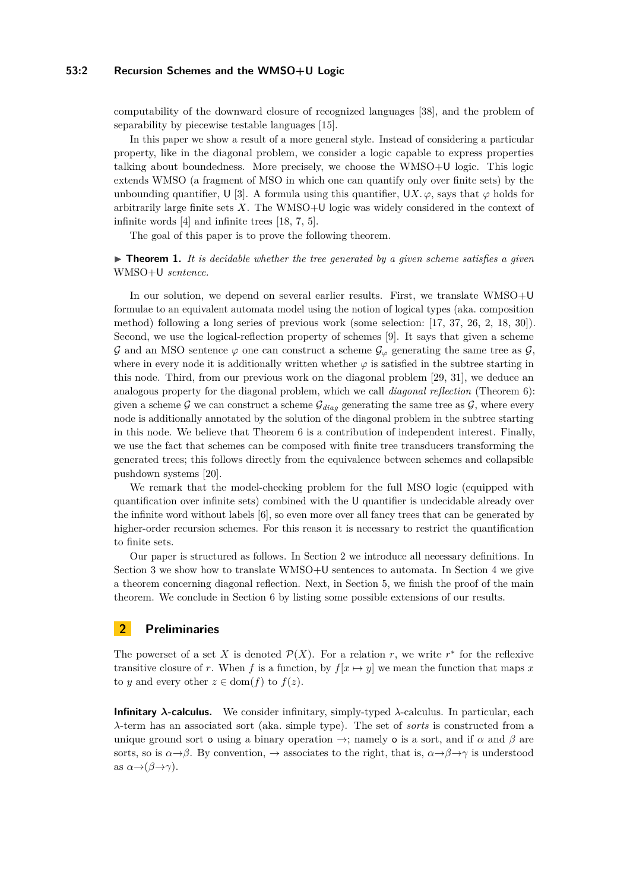computability of the downward closure of recognized languages [38], and the problem of separability by piecewise testable languages [15].

In this paper we show a result of a more general style. Instead of considering a particular property, like in the diagonal problem, we consider a logic capable to express properties talking about boundedness. More precisely, we choose the WMSO+U logic. This logic extends WMSO (a fragment of MSO in which one can quantify only over finite sets) by the unbounding quantifier, U [3]. A formula using this quantifier, $\mathsf{U}X.\,\varphi$, says that $\varphi$ holds for arbitrarily large finite sets $X$. The WMSO+U logic was widely considered in the context of infinite words [4] and infinite trees [18, 7, 5].

The goal of this paper is to prove the following theorem.

▶ **Theorem 1.** *It is decidable whether the tree generated by a given scheme satisfies a given* WMSO+U *sentence.*

In our solution, we depend on several earlier results. First, we translate WMSO+U formulae to an equivalent automata model using the notion of logical types (aka. composition method) following a long series of previous work (some selection: [17, 37, 26, 2, 18, 30]). Second, we use the logical-reflection property of schemes [9]. It says that given a scheme $\mathcal{G}$ and an MSO sentence $\varphi$ one can construct a scheme $\mathcal{G}_\varphi$ generating the same tree as $\mathcal{G}$, where in every node it is additionally written whether $\varphi$ is satisfied in the subtree starting in this node. Third, from our previous work on the diagonal problem [29, 31], we deduce an analogous property for the diagonal problem, which we call *diagonal reflection* (Theorem 6): given a scheme $\mathcal{G}$ we can construct a scheme $\mathcal{G}_{diag}$ generating the same tree as $\mathcal{G}$, where every node is additionally annotated by the solution of the diagonal problem in the subtree starting in this node. We believe that Theorem 6 is a contribution of independent interest. Finally, we use the fact that schemes can be composed with finite tree transducers transforming the generated trees; this follows directly from the equivalence between schemes and collapsible pushdown systems [20].

We remark that the model-checking problem for the full MSO logic (equipped with quantification over infinite sets) combined with the U quantifier is undecidable already over the infinite word without labels [6], so even more over all fancy trees that can be generated by higher-order recursion schemes. For this reason it is necessary to restrict the quantification to finite sets.

Our paper is structured as follows. In Section 2 we introduce all necessary definitions. In Section 3 we show how to translate WMSO+U sentences to automata. In Section 4 we give a theorem concerning diagonal reflection. Next, in Section 5, we finish the proof of the main theorem. We conclude in Section 6 by listing some possible extensions of our results.

## 2 Preliminaries

The powerset of a set $X$ is denoted $\mathcal{P}(X)$. For a relation $r$, we write $r^*$ for the reflexive transitive closure of $r$. When $f$ is a function, by $f[x \mapsto y]$ we mean the function that maps $x$ to $y$ and every other $z \in \mathrm{dom}(f)$ to $f(z)$.

**Infinitary $\lambda$-calculus.** We consider infinitary, simply-typed $\lambda$-calculus. In particular, each $\lambda$-term has an associated sort (aka. simple type). The set of *sorts* is constructed from a unique ground sort $\mathsf{o}$ using a binary operation $\rightarrow$; namely $\mathsf{o}$ is a sort, and if $\alpha$ and $\beta$ are sorts, so is $\alpha{\rightarrow}\beta$. By convention, $\rightarrow$ associates to the right, that is, $\alpha{\rightarrow}\beta{\rightarrow}\gamma$ is understood as $\alpha{\rightarrow}(\beta{\rightarrow}\gamma)$.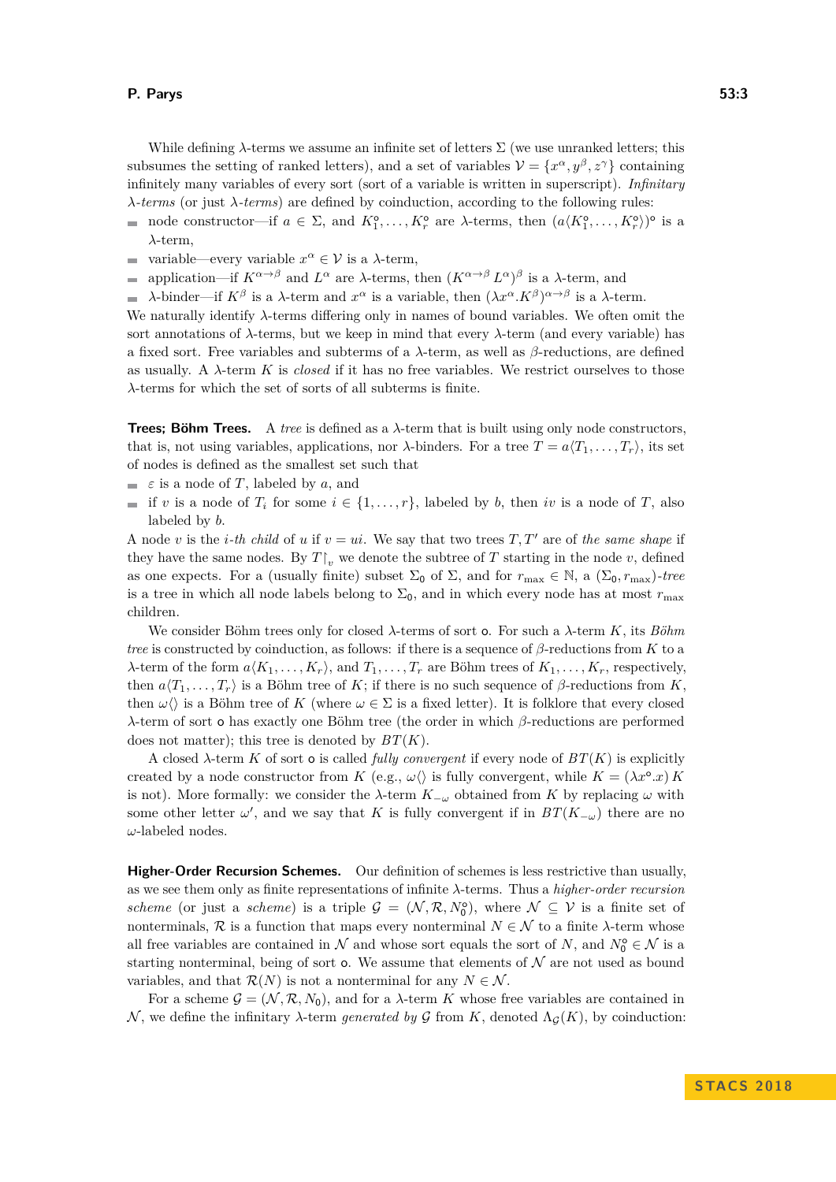While defining $\lambda$-terms we assume an infinite set of letters $\Sigma$ (we use unranked letters; this subsumes the setting of ranked letters), and a set of variables $\mathcal{V} = \{x^\alpha, y^\beta, z^\gamma\}$ containing infinitely many variables of every sort (sort of a variable is written in superscript). *Infinitary $\lambda$-terms* (or just *$\lambda$-terms*) are defined by coinduction, according to the following rules:

- node constructor—if $a \in \Sigma$, and $K_1^{\mathsf{o}}, \dots, K_r^{\mathsf{o}}$ are $\lambda$-terms, then $(a\langle K_1^{\mathsf{o}}, \dots, K_r^{\mathsf{o}}\rangle)^{\mathsf{o}}$ is a $\lambda$-term,
- variable—every variable $x^\alpha \in \mathcal{V}$ is a $\lambda$-term,
- application—if $K^{\alpha\to\beta}$ and $L^\alpha$ are $\lambda$-terms, then $(K^{\alpha\to\beta}\, L^\alpha)^\beta$ is a $\lambda$-term, and
- $\lambda$-binder—if $K^\beta$ is a $\lambda$-term and $x^\alpha$ is a variable, then $(\lambda x^\alpha.K^\beta)^{\alpha\to\beta}$ is a $\lambda$-term.

We naturally identify $\lambda$-terms differing only in names of bound variables. We often omit the sort annotations of $\lambda$-terms, but we keep in mind that every $\lambda$-term (and every variable) has a fixed sort. Free variables and subterms of a $\lambda$-term, as well as $\beta$-reductions, are defined as usually. A $\lambda$-term $K$ is *closed* if it has no free variables. We restrict ourselves to those $\lambda$-terms for which the set of sorts of all subterms is finite.

**Trees; Böhm Trees.** A *tree* is defined as a $\lambda$-term that is built using only node constructors, that is, not using variables, applications, nor $\lambda$-binders. For a tree $T = a\langle T_1, \dots, T_r\rangle$, its set of nodes is defined as the smallest set such that

- $\varepsilon$ is a node of $T$, labeled by $a$, and
- if $v$ is a node of $T_i$ for some $i \in \{1, \dots, r\}$, labeled by $b$, then $iv$ is a node of $T$, also labeled by $b$.

A node $v$ is the *$i$-th child* of $u$ if $v = ui$. We say that two trees $T, T'$ are of *the same shape* if they have the same nodes. By $T{\restriction_v}$ we denote the subtree of $T$ starting in the node $v$, defined as one expects. For a (usually finite) subset $\Sigma_0$ of $\Sigma$, and for $r_{\max} \in \mathbb{N}$, a *$(\Sigma_0, r_{\max})$-tree* is a tree in which all node labels belong to $\Sigma_0$, and in which every node has at most $r_{\max}$ children.

We consider Böhm trees only for closed $\lambda$-terms of sort $\mathsf{o}$. For such a $\lambda$-term $K$, its *Böhm tree* is constructed by coinduction, as follows: if there is a sequence of $\beta$-reductions from $K$ to a $\lambda$-term of the form $a\langle K_1, \dots, K_r\rangle$, and $T_1, \dots, T_r$ are Böhm trees of $K_1, \dots, K_r$, respectively, then $a\langle T_1, \dots, T_r\rangle$ is a Böhm tree of $K$; if there is no such sequence of $\beta$-reductions from $K$, then $\omega\langle\rangle$ is a Böhm tree of $K$ (where $\omega \in \Sigma$ is a fixed letter). It is folklore that every closed $\lambda$-term of sort $\mathsf{o}$ has exactly one Böhm tree (the order in which $\beta$-reductions are performed does not matter); this tree is denoted by $BT(K)$.

A closed $\lambda$-term $K$ of sort $\mathsf{o}$ is called *fully convergent* if every node of $BT(K)$ is explicitly created by a node constructor from $K$ (e.g., $\omega\langle\rangle$ is fully convergent, while $K = (\lambda x^{\mathsf{o}}.x)\, K$ is not). More formally: we consider the $\lambda$-term $K_{-\omega}$ obtained from $K$ by replacing $\omega$ with some other letter $\omega'$, and we say that $K$ is fully convergent if in $BT(K_{-\omega})$ there are no $\omega$-labeled nodes.

**Higher-Order Recursion Schemes.** Our definition of schemes is less restrictive than usually, as we see them only as finite representations of infinite $\lambda$-terms. Thus a *higher-order recursion scheme* (or just a *scheme*) is a triple $\mathcal{G} = (\mathcal{N}, \mathcal{R}, N_0^{\mathsf{o}})$, where $\mathcal{N} \subseteq \mathcal{V}$ is a finite set of nonterminals, $\mathcal{R}$ is a function that maps every nonterminal $N \in \mathcal{N}$ to a finite $\lambda$-term whose all free variables are contained in $\mathcal{N}$ and whose sort equals the sort of $N$, and $N_0^{\mathsf{o}} \in \mathcal{N}$ is a starting nonterminal, being of sort $\mathsf{o}$. We assume that elements of $\mathcal{N}$ are not used as bound variables, and that $\mathcal{R}(N)$ is not a nonterminal for any $N \in \mathcal{N}$.

For a scheme $\mathcal{G} = (\mathcal{N}, \mathcal{R}, N_0)$, and for a $\lambda$-term $K$ whose free variables are contained in $\mathcal{N}$, we define the infinitary $\lambda$-term *generated by* $\mathcal{G}$ from $K$, denoted $\Lambda_{\mathcal{G}}(K)$, by coinduction: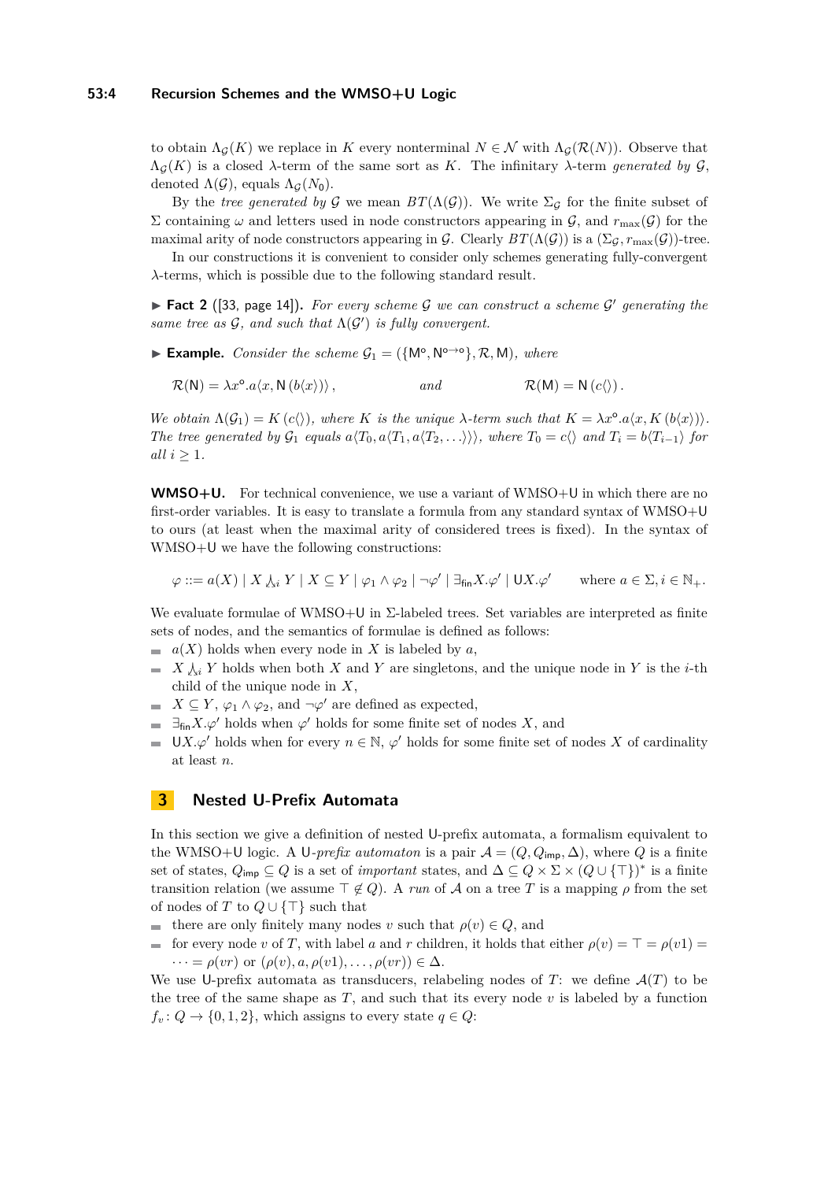to obtain $\Lambda_{\mathcal{G}}(K)$ we replace in $K$ every nonterminal $N \in \mathcal{N}$ with $\Lambda_{\mathcal{G}}(\mathcal{R}(N))$. Observe that $\Lambda_{\mathcal{G}}(K)$ is a closed $\lambda$-term of the same sort as $K$. The infinitary $\lambda$-term *generated by* $\mathcal{G}$, denoted $\Lambda(\mathcal{G})$, equals $\Lambda_{\mathcal{G}}(N_0)$.

By the *tree generated by* $\mathcal{G}$ we mean $BT(\Lambda(\mathcal{G}))$. We write $\Sigma_{\mathcal{G}}$ for the finite subset of $\Sigma$ containing $\omega$ and letters used in node constructors appearing in $\mathcal{G}$, and $r_{\max}(\mathcal{G})$ for the maximal arity of node constructors appearing in $\mathcal{G}$. Clearly $BT(\Lambda(\mathcal{G}))$ is a $(\Sigma_{\mathcal{G}}, r_{\max}(\mathcal{G}))$-tree.

In our constructions it is convenient to consider only schemes generating fully-convergent $\lambda$-terms, which is possible due to the following standard result.

▶ **Fact 2** ([33, page 14]). *For every scheme $\mathcal{G}$ we can construct a scheme $\mathcal{G}'$ generating the same tree as $\mathcal{G}$, and such that $\Lambda(\mathcal{G}')$ is fully convergent.*

▶ **Example.** *Consider the scheme $\mathcal{G}_1 = (\{\mathsf{M}^{\mathsf{o}}, \mathsf{N}^{\mathsf{o}\to\mathsf{o}}\}, \mathcal{R}, \mathsf{M})$, where*

$$\mathcal{R}(\mathsf{N}) = \lambda x^{\mathsf{o}}.a\langle x, \mathsf{N}\,(b\langle x\rangle)\rangle\,, \qquad\qquad \textit{and} \qquad\qquad \mathcal{R}(\mathsf{M}) = \mathsf{N}\,(c\langle\rangle)\,.$$

*We obtain $\Lambda(\mathcal{G}_1) = K\,(c\langle\rangle)$, where $K$ is the unique $\lambda$-term such that $K = \lambda x^{\mathsf{o}}.a\langle x, K\,(b\langle x\rangle)\rangle$. The tree generated by $\mathcal{G}_1$ equals $a\langle T_0, a\langle T_1, a\langle T_2, \ldots\rangle\rangle\rangle$, where $T_0 = c\langle\rangle$ and $T_i = b\langle T_{i-1}\rangle$ for all $i \geq 1$.*

**WMSO+U.** For technical convenience, we use a variant of WMSO+U in which there are no first-order variables. It is easy to translate a formula from any standard syntax of WMSO+U to ours (at least when the maximal arity of considered trees is fixed). In the syntax of WMSO+U we have the following constructions:

$$\varphi ::= a(X) \mid X \downarrow_i Y \mid X \subseteq Y \mid \varphi_1 \wedge \varphi_2 \mid \neg\varphi' \mid \exists_{\mathsf{fin}} X.\varphi' \mid \mathsf{U}X.\varphi' \qquad \text{where } a \in \Sigma, i \in \mathbb{N}_+.$$

We evaluate formulae of WMSO+U in $\Sigma$-labeled trees. Set variables are interpreted as finite sets of nodes, and the semantics of formulae is defined as follows:

- $a(X)$ holds when every node in $X$ is labeled by $a$,
- $X \downarrow_i Y$ holds when both $X$ and $Y$ are singletons, and the unique node in $Y$ is the $i$-th child of the unique node in $X$,
- $X \subseteq Y$, $\varphi_1 \wedge \varphi_2$, and $\neg\varphi'$ are defined as expected,
- $\exists_{\mathsf{fin}} X.\varphi'$ holds when $\varphi'$ holds for some finite set of nodes $X$, and
- $\mathsf{U}X.\varphi'$ holds when for every $n \in \mathbb{N}$, $\varphi'$ holds for some finite set of nodes $X$ of cardinality at least $n$.

## 3 Nested U-Prefix Automata

In this section we give a definition of nested U-prefix automata, a formalism equivalent to the WMSO+U logic. A U*-prefix automaton* is a pair $\mathcal{A} = (Q, Q_{\mathsf{imp}}, \Delta)$, where $Q$ is a finite set of states, $Q_{\mathsf{imp}} \subseteq Q$ is a set of *important* states, and $\Delta \subseteq Q \times \Sigma \times (Q \cup \{\top\})^*$ is a finite transition relation (we assume $\top \notin Q$). A *run* of $\mathcal{A}$ on a tree $T$ is a mapping $\rho$ from the set of nodes of $T$ to $Q \cup \{\top\}$ such that

- there are only finitely many nodes $v$ such that $\rho(v) \in Q$, and
- for every node $v$ of $T$, with label $a$ and $r$ children, it holds that either $\rho(v) = \top = \rho(v1) = \cdots = \rho(vr)$ or $(\rho(v), a, \rho(v1), \ldots, \rho(vr)) \in \Delta$.

We use U-prefix automata as transducers, relabeling nodes of $T$: we define $\mathcal{A}(T)$ to be the tree of the same shape as $T$, and such that its every node $v$ is labeled by a function $f_v \colon Q \to \{0, 1, 2\}$, which assigns to every state $q \in Q$: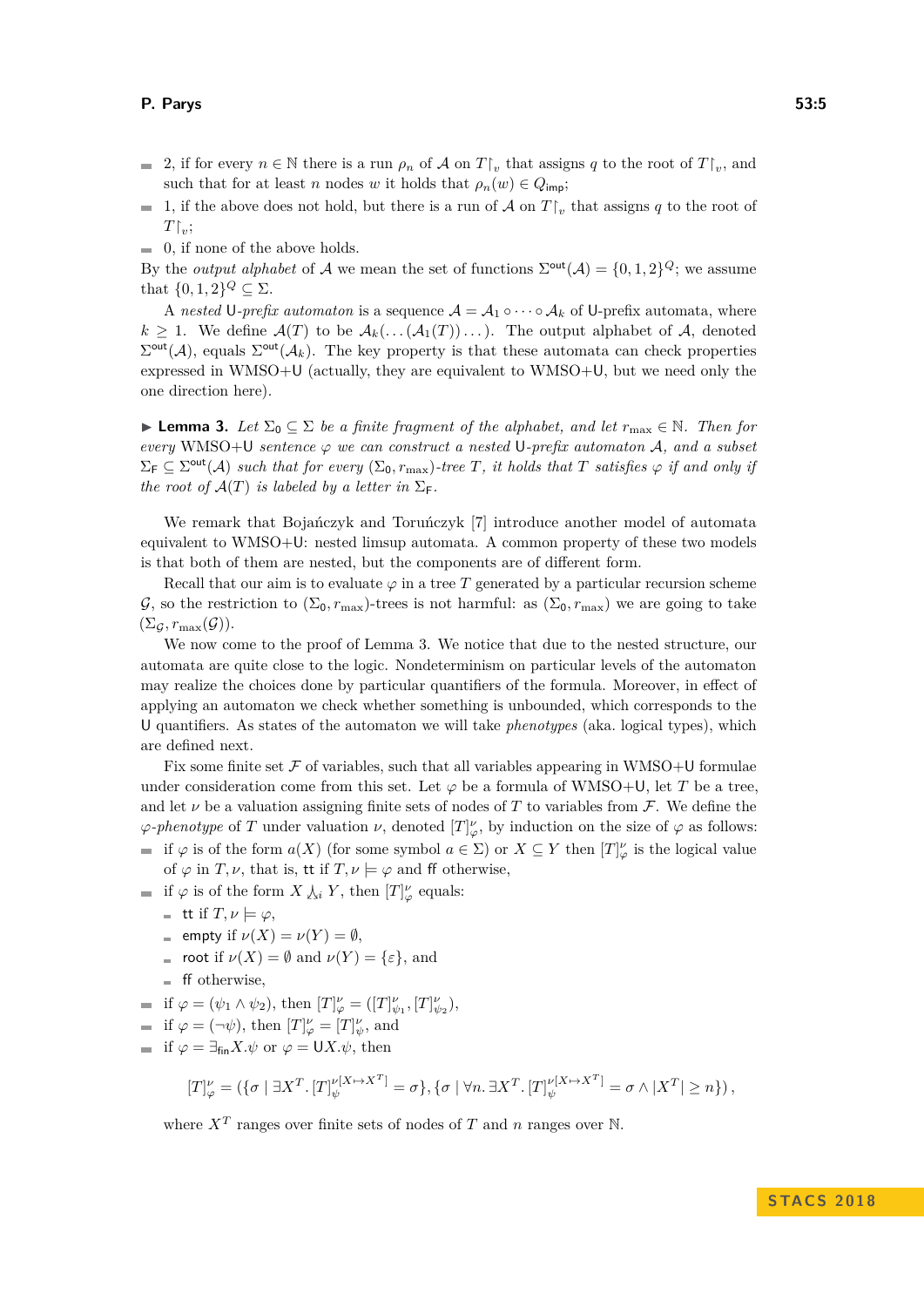- 2, if for every $n \in \mathbb{N}$ there is a run $\rho_n$ of $\mathcal{A}$ on $T{\restriction_v}$ that assigns $q$ to the root of $T{\restriction_v}$, and such that for at least $n$ nodes $w$ it holds that $\rho_n(w) \in Q_{\mathsf{imp}}$;
- 1, if the above does not hold, but there is a run of $\mathcal{A}$ on $T{\restriction_v}$ that assigns $q$ to the root of $T{\restriction_v}$;
- 0, if none of the above holds.

By the *output alphabet* of $\mathcal{A}$ we mean the set of functions $\Sigma^{\mathsf{out}}(\mathcal{A}) = \{0,1,2\}^Q$; we assume that $\{0,1,2\}^Q \subseteq \Sigma$.

A *nested* $\mathsf{U}$*-prefix automaton* is a sequence $\mathcal{A} = \mathcal{A}_1 \circ \dots \circ \mathcal{A}_k$ of $\mathsf{U}$-prefix automata, where $k \geq 1$. We define $\mathcal{A}(T)$ to be $\mathcal{A}_k(\dots(\mathcal{A}_1(T))\dots)$. The output alphabet of $\mathcal{A}$, denoted $\Sigma^{\mathsf{out}}(\mathcal{A})$, equals $\Sigma^{\mathsf{out}}(\mathcal{A}_k)$. The key property is that these automata can check properties expressed in WMSO+$\mathsf{U}$ (actually, they are equivalent to WMSO+$\mathsf{U}$, but we need only the one direction here).

▶ **Lemma 3.** *Let $\Sigma_0 \subseteq \Sigma$ be a finite fragment of the alphabet, and let $r_{\max} \in \mathbb{N}$. Then for every* WMSO+$\mathsf{U}$ *sentence $\varphi$ we can construct a nested* $\mathsf{U}$*-prefix automaton $\mathcal{A}$, and a subset $\Sigma_{\mathsf{F}} \subseteq \Sigma^{\mathsf{out}}(\mathcal{A})$ such that for every $(\Sigma_0, r_{\max})$-tree $T$, it holds that $T$ satisfies $\varphi$ if and only if the root of $\mathcal{A}(T)$ is labeled by a letter in $\Sigma_{\mathsf{F}}$.*

We remark that Bojańczyk and Toruńczyk [7] introduce another model of automata equivalent to WMSO+$\mathsf{U}$: nested limsup automata. A common property of these two models is that both of them are nested, but the components are of different form.

Recall that our aim is to evaluate $\varphi$ in a tree $T$ generated by a particular recursion scheme $\mathcal{G}$, so the restriction to $(\Sigma_0, r_{\max})$-trees is not harmful: as $(\Sigma_0, r_{\max})$ we are going to take $(\Sigma_{\mathcal{G}}, r_{\max}(\mathcal{G}))$.

We now come to the proof of Lemma 3. We notice that due to the nested structure, our automata are quite close to the logic. Nondeterminism on particular levels of the automaton may realize the choices done by particular quantifiers of the formula. Moreover, in effect of applying an automaton we check whether something is unbounded, which corresponds to the $\mathsf{U}$ quantifiers. As states of the automaton we will take *phenotypes* (aka. logical types), which are defined next.

Fix some finite set $\mathcal{F}$ of variables, such that all variables appearing in WMSO+$\mathsf{U}$ formulae under consideration come from this set. Let $\varphi$ be a formula of WMSO+$\mathsf{U}$, let $T$ be a tree, and let $\nu$ be a valuation assigning finite sets of nodes of $T$ to variables from $\mathcal{F}$. We define the $\varphi$*-phenotype* of $T$ under valuation $\nu$, denoted $[T]^\nu_\varphi$, by induction on the size of $\varphi$ as follows:

- if $\varphi$ is of the form $a(X)$ (for some symbol $a \in \Sigma$) or $X \subseteq Y$ then $[T]^\nu_\varphi$ is the logical value of $\varphi$ in $T, \nu$, that is, $\mathsf{tt}$ if $T, \nu \models \varphi$ and $\mathsf{ff}$ otherwise,
- if $\varphi$ is of the form $X \curlywedge_i Y$, then $[T]^\nu_\varphi$ equals:
  - $\mathsf{tt}$ if $T, \nu \models \varphi$,
  - $\mathsf{empty}$ if $\nu(X) = \nu(Y) = \emptyset$,
  - $\mathsf{root}$ if $\nu(X) = \emptyset$ and $\nu(Y) = \{\varepsilon\}$, and
  - $\mathsf{ff}$ otherwise,
- if $\varphi = (\psi_1 \wedge \psi_2)$, then $[T]^\nu_\varphi = ([T]^\nu_{\psi_1}, [T]^\nu_{\psi_2})$,
- if $\varphi = (\neg\psi)$, then $[T]^\nu_\varphi = [T]^\nu_\psi$, and
- if $\varphi = \exists_{\mathsf{fin}} X.\psi$ or $\varphi = \mathsf{U}X.\psi$, then

$$[T]^\nu_\varphi = \left(\{\sigma \mid \exists X^T.\, [T]^{\nu[X \mapsto X^T]}_\psi = \sigma\}, \{\sigma \mid \forall n.\, \exists X^T.\, [T]^{\nu[X \mapsto X^T]}_\psi = \sigma \wedge |X^T| \geq n\}\right),$$

where $X^T$ ranges over finite sets of nodes of $T$ and $n$ ranges over $\mathbb{N}$.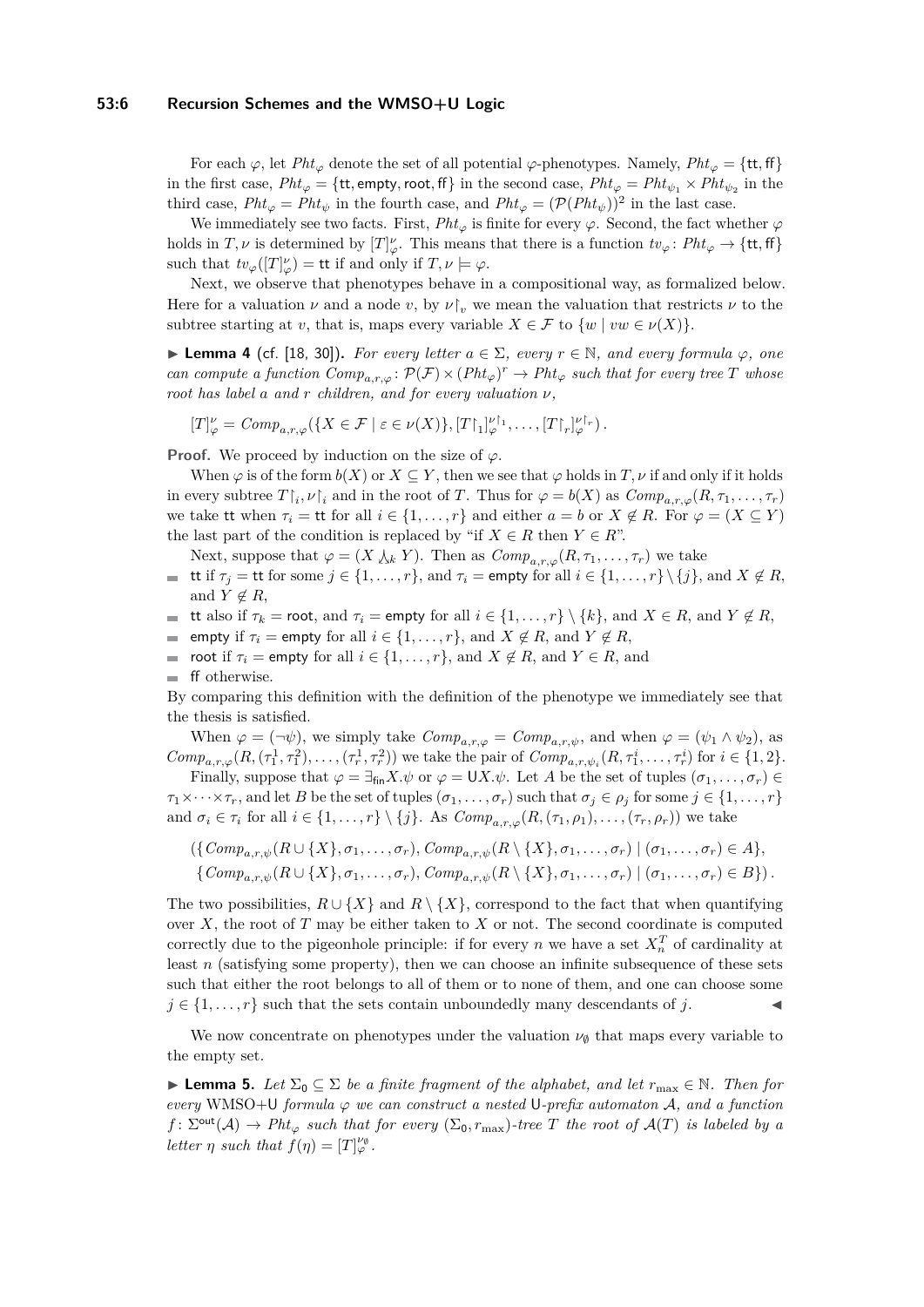For each $\varphi$, let $Pht_\varphi$ denote the set of all potential $\varphi$-phenotypes. Namely, $Pht_\varphi = \{\mathsf{tt}, \mathsf{ff}\}$ in the first case, $Pht_\varphi = \{\mathsf{tt}, \mathsf{empty}, \mathsf{root}, \mathsf{ff}\}$ in the second case, $Pht_\varphi = Pht_{\psi_1} \times Pht_{\psi_2}$ in the third case, $Pht_\varphi = Pht_\psi$ in the fourth case, and $Pht_\varphi = (\mathcal{P}(Pht_\psi))^2$ in the last case.

We immediately see two facts. First, $Pht_\varphi$ is finite for every $\varphi$. Second, the fact whether $\varphi$ holds in $T, \nu$ is determined by $[T]^\nu_\varphi$. This means that there is a function $tv_\varphi \colon Pht_\varphi \to \{\mathsf{tt}, \mathsf{ff}\}$ such that $tv_\varphi([T]^\nu_\varphi) = \mathsf{tt}$ if and only if $T, \nu \models \varphi$.

Next, we observe that phenotypes behave in a compositional way, as formalized below. Here for a valuation $\nu$ and a node $v$, by $\nu{\restriction_v}$ we mean the valuation that restricts $\nu$ to the subtree starting at $v$, that is, maps every variable $X \in \mathcal{F}$ to $\{w \mid vw \in \nu(X)\}$.

▶ **Lemma 4** (cf. [18, 30]). *For every letter $a \in \Sigma$, every $r \in \mathbb{N}$, and every formula $\varphi$, one can compute a function $Comp_{a,r,\varphi} \colon \mathcal{P}(\mathcal{F}) \times (Pht_\varphi)^r \to Pht_\varphi$ such that for every tree $T$ whose root has label $a$ and $r$ children, and for every valuation $\nu$,*

$$[T]^\nu_\varphi = Comp_{a,r,\varphi}(\{X \in \mathcal{F} \mid \varepsilon \in \nu(X)\}, [T{\restriction_1}]^{\nu\restriction_1}_\varphi, \dots, [T{\restriction_r}]^{\nu\restriction_r}_\varphi)\,.$$

**Proof.** We proceed by induction on the size of $\varphi$.

When $\varphi$ is of the form $b(X)$ or $X \subseteq Y$, then we see that $\varphi$ holds in $T, \nu$ if and only if it holds in every subtree $T{\restriction_i}, \nu{\restriction_i}$ and in the root of $T$. Thus for $\varphi = b(X)$ as $Comp_{a,r,\varphi}(R, \tau_1, \dots, \tau_r)$ we take $\mathsf{tt}$ when $\tau_i = \mathsf{tt}$ for all $i \in \{1, \dots, r\}$ and either $a = b$ or $X \notin R$. For $\varphi = (X \subseteq Y)$ the last part of the condition is replaced by "if $X \in R$ then $Y \in R$".

Next, suppose that $\varphi = (X \downarrow_k Y)$. Then as $Comp_{a,r,\varphi}(R, \tau_1, \dots, \tau_r)$ we take

- $\mathsf{tt}$ if $\tau_j = \mathsf{tt}$ for some $j \in \{1, \dots, r\}$, and $\tau_i = \mathsf{empty}$ for all $i \in \{1, \dots, r\} \setminus \{j\}$, and $X \notin R$, and $Y \notin R$,
- $\mathsf{tt}$ also if $\tau_k = \mathsf{root}$, and $\tau_i = \mathsf{empty}$ for all $i \in \{1, \dots, r\} \setminus \{k\}$, and $X \in R$, and $Y \notin R$,
- $\mathsf{empty}$ if $\tau_i = \mathsf{empty}$ for all $i \in \{1, \dots, r\}$, and $X \notin R$, and $Y \notin R$,
- $\mathsf{root}$ if $\tau_i = \mathsf{empty}$ for all $i \in \{1, \dots, r\}$, and $X \notin R$, and $Y \in R$, and
- $\mathsf{ff}$ otherwise.

By comparing this definition with the definition of the phenotype we immediately see that the thesis is satisfied.

When $\varphi = (\neg\psi)$, we simply take $Comp_{a,r,\varphi} = Comp_{a,r,\psi}$, and when $\varphi = (\psi_1 \wedge \psi_2)$, as $Comp_{a,r,\varphi}(R, (\tau^1_1, \tau^2_1), \dots, (\tau^1_r, \tau^2_r))$ we take the pair of $Comp_{a,r,\psi_i}(R, \tau^i_1, \dots, \tau^i_r)$ for $i \in \{1, 2\}$.

Finally, suppose that $\varphi = \exists_{\mathsf{fin}} X.\psi$ or $\varphi = \mathsf{U}X.\psi$. Let $A$ be the set of tuples $(\sigma_1, \dots, \sigma_r) \in \tau_1 \times \dots \times \tau_r$, and let $B$ be the set of tuples $(\sigma_1, \dots, \sigma_r)$ such that $\sigma_j \in \rho_j$ for some $j \in \{1, \dots, r\}$ and $\sigma_i \in \tau_i$ for all $i \in \{1, \dots, r\} \setminus \{j\}$. As $Comp_{a,r,\varphi}(R, (\tau_1, \rho_1), \dots, (\tau_r, \rho_r))$ we take

$$\begin{aligned}
(\{&Comp_{a,r,\psi}(R \cup \{X\}, \sigma_1, \dots, \sigma_r), Comp_{a,r,\psi}(R \setminus \{X\}, \sigma_1, \dots, \sigma_r) \mid (\sigma_1, \dots, \sigma_r) \in A\},\\
\{&Comp_{a,r,\psi}(R \cup \{X\}, \sigma_1, \dots, \sigma_r), Comp_{a,r,\psi}(R \setminus \{X\}, \sigma_1, \dots, \sigma_r) \mid (\sigma_1, \dots, \sigma_r) \in B\})\,.
\end{aligned}$$

The two possibilities, $R \cup \{X\}$ and $R \setminus \{X\}$, correspond to the fact that when quantifying over $X$, the root of $T$ may be either taken to $X$ or not. The second coordinate is computed correctly due to the pigeonhole principle: if for every $n$ we have a set $X^T_n$ of cardinality at least $n$ (satisfying some property), then we can choose an infinite subsequence of these sets such that either the root belongs to all of them or to none of them, and one can choose some $j \in \{1, \dots, r\}$ such that the sets contain unboundedly many descendants of $j$. ◀

We now concentrate on phenotypes under the valuation $\nu_\emptyset$ that maps every variable to the empty set.

▶ **Lemma 5.** *Let $\Sigma_0 \subseteq \Sigma$ be a finite fragment of the alphabet, and let $r_{\max} \in \mathbb{N}$. Then for every* WMSO+U *formula $\varphi$ we can construct a nested* U*-prefix automaton $\mathcal{A}$, and a function $f \colon \Sigma^{\mathsf{out}}(\mathcal{A}) \to Pht_\varphi$ such that for every $(\Sigma_0, r_{\max})$-tree $T$ the root of $\mathcal{A}(T)$ is labeled by a letter $\eta$ such that $f(\eta) = [T]^{\nu_\emptyset}_\varphi$.*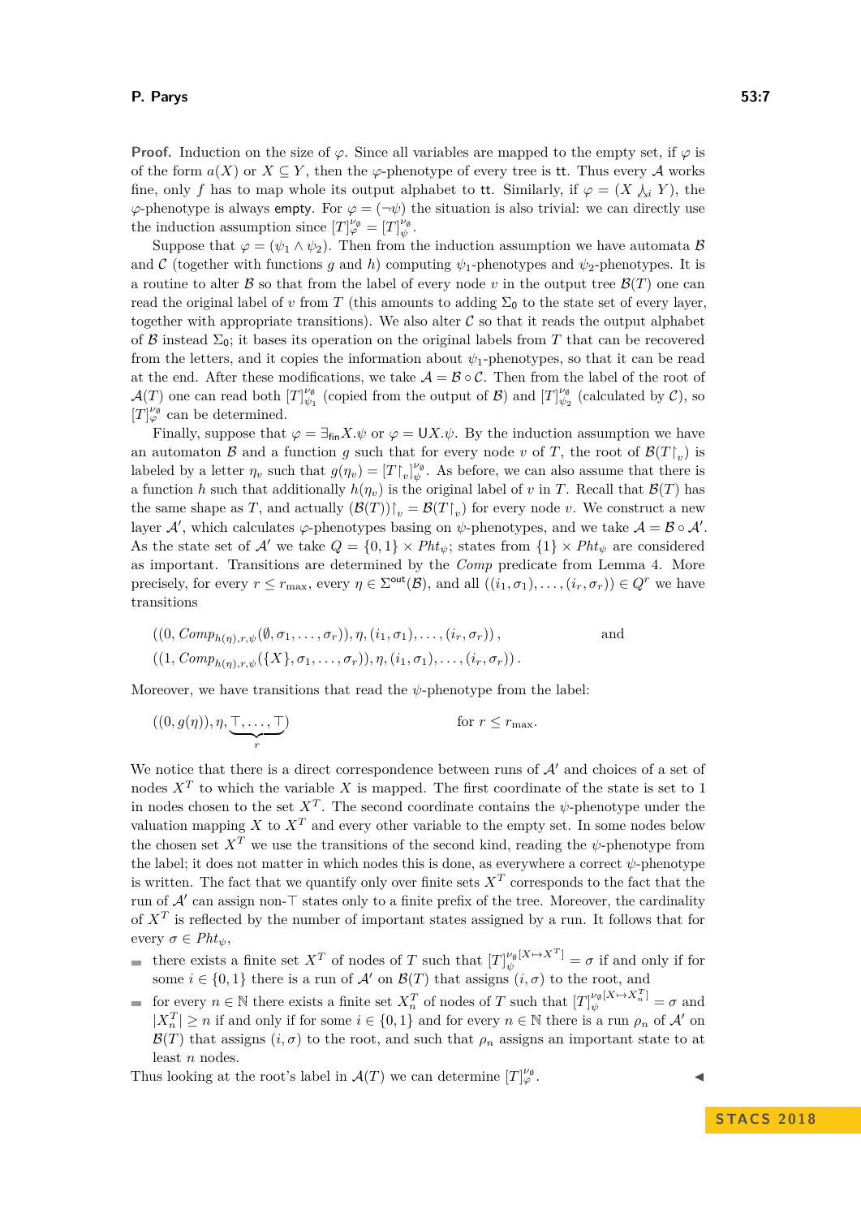**Proof.** Induction on the size of $\varphi$. Since all variables are mapped to the empty set, if $\varphi$ is of the form $a(X)$ or $X \subseteq Y$, then the $\varphi$-phenotype of every tree is $\mathsf{tt}$. Thus every $\mathcal{A}$ works fine, only $f$ has to map whole its output alphabet to $\mathsf{tt}$. Similarly, if $\varphi = (X \curlywedge_i Y)$, the $\varphi$-phenotype is always $\mathsf{empty}$. For $\varphi = (\neg\psi)$ the situation is also trivial: we can directly use the induction assumption since $[T]^{\nu_\emptyset}_\varphi = [T]^{\nu_\emptyset}_\psi$.

Suppose that $\varphi = (\psi_1 \wedge \psi_2)$. Then from the induction assumption we have automata $\mathcal{B}$ and $\mathcal{C}$ (together with functions $g$ and $h$) computing $\psi_1$-phenotypes and $\psi_2$-phenotypes. It is a routine to alter $\mathcal{B}$ so that from the label of every node $v$ in the output tree $\mathcal{B}(T)$ one can read the original label of $v$ from $T$ (this amounts to adding $\Sigma_0$ to the state set of every layer, together with appropriate transitions). We also alter $\mathcal{C}$ so that it reads the output alphabet of $\mathcal{B}$ instead $\Sigma_0$; it bases its operation on the original labels from $T$ that can be recovered from the letters, and it copies the information about $\psi_1$-phenotypes, so that it can be read at the end. After these modifications, we take $\mathcal{A} = \mathcal{B} \circ \mathcal{C}$. Then from the label of the root of $\mathcal{A}(T)$ one can read both $[T]^{\nu_\emptyset}_{\psi_1}$ (copied from the output of $\mathcal{B}$) and $[T]^{\nu_\emptyset}_{\psi_2}$ (calculated by $\mathcal{C}$), so $[T]^{\nu_\emptyset}_\varphi$ can be determined.

Finally, suppose that $\varphi = \exists_{\mathsf{fin}} X.\psi$ or $\varphi = \mathsf{U}X.\psi$. By the induction assumption we have an automaton $\mathcal{B}$ and a function $g$ such that for every node $v$ of $T$, the root of $\mathcal{B}(T{\restriction_v})$ is labeled by a letter $\eta_v$ such that $g(\eta_v) = [T{\restriction_v}]^{\nu_\emptyset}_\psi$. As before, we can also assume that there is a function $h$ such that additionally $h(\eta_v)$ is the original label of $v$ in $T$. Recall that $\mathcal{B}(T)$ has the same shape as $T$, and actually $(\mathcal{B}(T)){\restriction_v} = \mathcal{B}(T{\restriction_v})$ for every node $v$. We construct a new layer $\mathcal{A}'$, which calculates $\varphi$-phenotypes basing on $\psi$-phenotypes, and we take $\mathcal{A} = \mathcal{B} \circ \mathcal{A}'$. As the state set of $\mathcal{A}'$ we take $Q = \{0,1\} \times \mathit{Pht}_\psi$; states from $\{1\} \times \mathit{Pht}_\psi$ are considered as important. Transitions are determined by the $\mathit{Comp}$ predicate from Lemma 4. More precisely, for every $r \leq r_{\max}$, every $\eta \in \Sigma^{\mathsf{out}}(\mathcal{B})$, and all $((i_1,\sigma_1),\dots,(i_r,\sigma_r)) \in Q^r$ we have transitions

$$((0, \mathit{Comp}_{h(\eta),r,\psi}(\emptyset,\sigma_1,\dots,\sigma_r)), \eta, (i_1,\sigma_1),\dots,(i_r,\sigma_r)), \qquad \text{and}$$
$$((1, \mathit{Comp}_{h(\eta),r,\psi}(\{X\},\sigma_1,\dots,\sigma_r)), \eta, (i_1,\sigma_1),\dots,(i_r,\sigma_r)).$$

Moreover, we have transitions that read the $\psi$-phenotype from the label:

$$((0, g(\eta)), \eta, \underbrace{\top,\dots,\top}_{r}) \qquad \text{for } r \leq r_{\max}.$$

We notice that there is a direct correspondence between runs of $\mathcal{A}'$ and choices of a set of nodes $X^T$ to which the variable $X$ is mapped. The first coordinate of the state is set to 1 in nodes chosen to the set $X^T$. The second coordinate contains the $\psi$-phenotype under the valuation mapping $X$ to $X^T$ and every other variable to the empty set. In some nodes below the chosen set $X^T$ we use the transitions of the second kind, reading the $\psi$-phenotype from the label; it does not matter in which nodes this is done, as everywhere a correct $\psi$-phenotype is written. The fact that we quantify only over finite sets $X^T$ corresponds to the fact that the run of $\mathcal{A}'$ can assign non-$\top$ states only to a finite prefix of the tree. Moreover, the cardinality of $X^T$ is reflected by the number of important states assigned by a run. It follows that for every $\sigma \in \mathit{Pht}_\psi$,

- there exists a finite set $X^T$ of nodes of $T$ such that $[T]^{\nu_\emptyset[X \mapsto X^T]}_\psi = \sigma$ if and only if for some $i \in \{0,1\}$ there is a run of $\mathcal{A}'$ on $\mathcal{B}(T)$ that assigns $(i,\sigma)$ to the root, and
- for every $n \in \mathbb{N}$ there exists a finite set $X^T_n$ of nodes of $T$ such that $[T]^{\nu_\emptyset[X \mapsto X^T_n]}_\psi = \sigma$ and $|X^T_n| \geq n$ if and only if for some $i \in \{0,1\}$ and for every $n \in \mathbb{N}$ there is a run $\rho_n$ of $\mathcal{A}'$ on $\mathcal{B}(T)$ that assigns $(i,\sigma)$ to the root, and such that $\rho_n$ assigns an important state to at least $n$ nodes.

Thus looking at the root's label in $\mathcal{A}(T)$ we can determine $[T]^{\nu_\emptyset}_\varphi$. ◀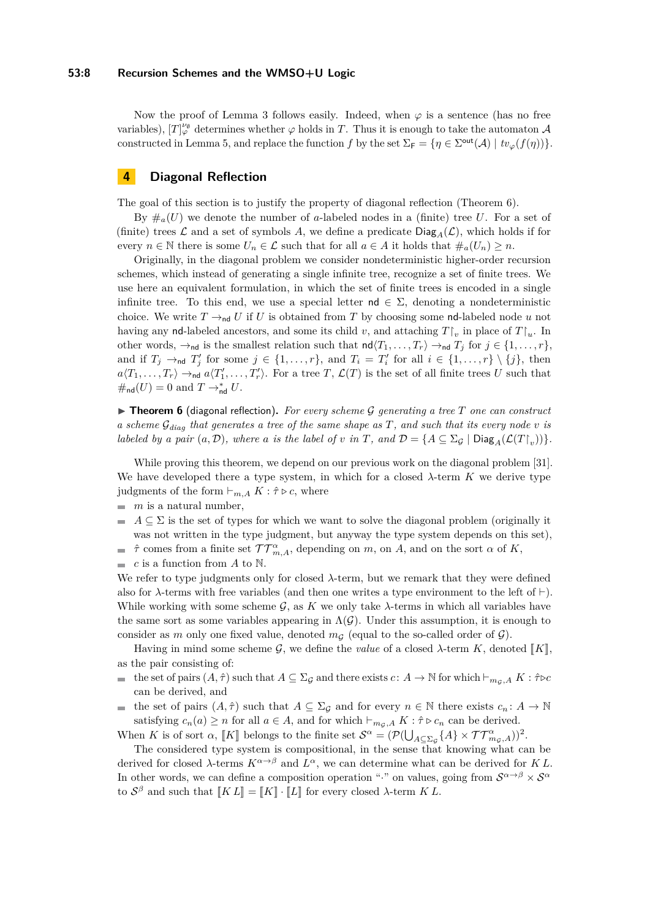Now the proof of Lemma 3 follows easily. Indeed, when $\varphi$ is a sentence (has no free variables), $[T]^{\nu_\emptyset}_\varphi$ determines whether $\varphi$ holds in $T$. Thus it is enough to take the automaton $\mathcal{A}$ constructed in Lemma 5, and replace the function $f$ by the set $\Sigma_{\mathsf{F}} = \{\eta \in \Sigma^{\mathsf{out}}(\mathcal{A}) \mid tv_\varphi(f(\eta))\}$.

# 4 Diagonal Reflection

The goal of this section is to justify the property of diagonal reflection (Theorem 6).

By $\#_a(U)$ we denote the number of $a$-labeled nodes in a (finite) tree $U$. For a set of (finite) trees $\mathcal{L}$ and a set of symbols $A$, we define a predicate $\mathsf{Diag}_A(\mathcal{L})$, which holds if for every $n \in \mathbb{N}$ there is some $U_n \in \mathcal{L}$ such that for all $a \in A$ it holds that $\#_a(U_n) \geq n$.

Originally, in the diagonal problem we consider nondeterministic higher-order recursion schemes, which instead of generating a single infinite tree, recognize a set of finite trees. We use here an equivalent formulation, in which the set of finite trees is encoded in a single infinite tree. To this end, we use a special letter $\mathsf{nd} \in \Sigma$, denoting a nondeterministic choice. We write $T \to_{\mathsf{nd}} U$ if $U$ is obtained from $T$ by choosing some $\mathsf{nd}$-labeled node $u$ not having any $\mathsf{nd}$-labeled ancestors, and some its child $v$, and attaching $T{\restriction_v}$ in place of $T{\restriction_u}$. In other words, $\to_{\mathsf{nd}}$ is the smallest relation such that $\mathsf{nd}\langle T_1, \dots, T_r\rangle \to_{\mathsf{nd}} T_j$ for $j \in \{1, \dots, r\}$, and if $T_j \to_{\mathsf{nd}} T'_j$ for some $j \in \{1, \dots, r\}$, and $T_i = T'_i$ for all $i \in \{1, \dots, r\} \setminus \{j\}$, then $a\langle T_1, \dots, T_r\rangle \to_{\mathsf{nd}} a\langle T'_1, \dots, T'_r\rangle$. For a tree $T$, $\mathcal{L}(T)$ is the set of all finite trees $U$ such that $\#_{\mathsf{nd}}(U) = 0$ and $T \to^*_{\mathsf{nd}} U$.

▶ **Theorem 6** (diagonal reflection). *For every scheme $\mathcal{G}$ generating a tree $T$ one can construct a scheme $\mathcal{G}_{diag}$ that generates a tree of the same shape as $T$, and such that its every node $v$ is labeled by a pair $(a, \mathcal{D})$, where $a$ is the label of $v$ in $T$, and $\mathcal{D} = \{A \subseteq \Sigma_\mathcal{G} \mid \mathsf{Diag}_A(\mathcal{L}(T{\restriction_v}))\}$.*

While proving this theorem, we depend on our previous work on the diagonal problem [31]. We have developed there a type system, in which for a closed $\lambda$-term $K$ we derive type judgments of the form $\vdash_{m,A} K : \hat{\tau} \triangleright c$, where

- $m$ is a natural number,
- $A \subseteq \Sigma$ is the set of types for which we want to solve the diagonal problem (originally it was not written in the type judgment, but anyway the type system depends on this set),
- $\hat{\tau}$ comes from a finite set $\mathcal{TT}^\alpha_{m,A}$, depending on $m$, on $A$, and on the sort $\alpha$ of $K$,
- $c$ is a function from $A$ to $\mathbb{N}$.

We refer to type judgments only for closed $\lambda$-term, but we remark that they were defined also for $\lambda$-terms with free variables (and then one writes a type environment to the left of $\vdash$). While working with some scheme $\mathcal{G}$, as $K$ we only take $\lambda$-terms in which all variables have the same sort as some variables appearing in $\Lambda(\mathcal{G})$. Under this assumption, it is enough to consider as $m$ only one fixed value, denoted $m_\mathcal{G}$ (equal to the so-called order of $\mathcal{G}$).

Having in mind some scheme $\mathcal{G}$, we define the *value* of a closed $\lambda$-term $K$, denoted $[\![K]\!]$, as the pair consisting of:

- the set of pairs $(A, \hat{\tau})$ such that $A \subseteq \Sigma_\mathcal{G}$ and there exists $c\colon A \to \mathbb{N}$ for which $\vdash_{m_\mathcal{G},A} K : \hat{\tau} \triangleright c$ can be derived, and
- the set of pairs $(A, \hat{\tau})$ such that $A \subseteq \Sigma_\mathcal{G}$ and for every $n \in \mathbb{N}$ there exists $c_n\colon A \to \mathbb{N}$ satisfying $c_n(a) \geq n$ for all $a \in A$, and for which $\vdash_{m_\mathcal{G},A} K : \hat{\tau} \triangleright c_n$ can be derived.

When $K$ is of sort $\alpha$, $[\![K]\!]$ belongs to the finite set $\mathcal{S}^\alpha = (\mathcal{P}(\bigcup_{A \subseteq \Sigma_\mathcal{G}} \{A\} \times \mathcal{TT}^\alpha_{m_\mathcal{G},A}))^2$.

The considered type system is compositional, in the sense that knowing what can be derived for closed $\lambda$-terms $K^{\alpha\to\beta}$ and $L^\alpha$, we can determine what can be derived for $K\,L$. In other words, we can define a composition operation "$\cdot$" on values, going from $\mathcal{S}^{\alpha\to\beta} \times \mathcal{S}^\alpha$ to $\mathcal{S}^\beta$ and such that $[\![K\,L]\!] = [\![K]\!] \cdot [\![L]\!]$ for every closed $\lambda$-term $K\,L$.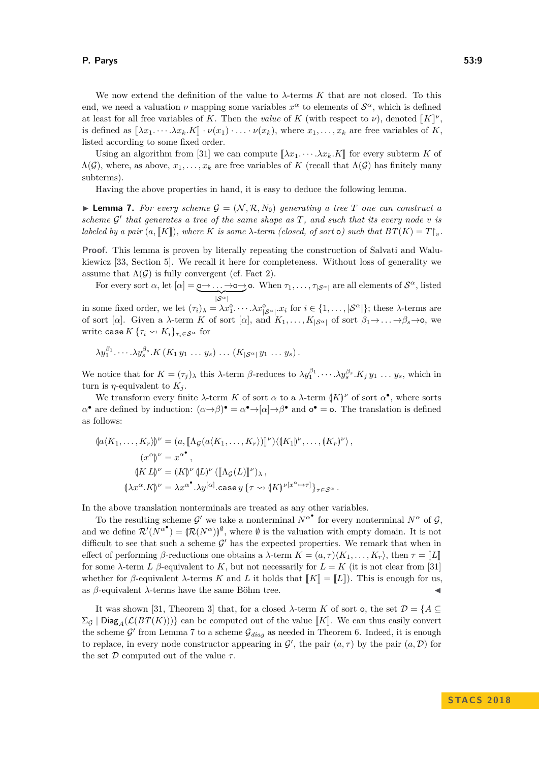We now extend the definition of the value to $\lambda$-terms $K$ that are not closed. To this end, we need a valuation $\nu$ mapping some variables $x^\alpha$ to elements of $\mathcal{S}^\alpha$, which is defined at least for all free variables of $K$. Then the *value* of $K$ (with respect to $\nu$), denoted $[\![K]\!]^\nu$, is defined as $[\![\lambda x_1.\cdots.\lambda x_k.K]\!]\cdot\nu(x_1)\cdot\ldots\cdot\nu(x_k)$, where $x_1,\ldots,x_k$ are free variables of $K$, listed according to some fixed order.

Using an algorithm from [31] we can compute $[\![\lambda x_1.\cdots.\lambda x_k.K]\!]$ for every subterm $K$ of $\Lambda(\mathcal{G})$, where, as above, $x_1,\ldots,x_k$ are free variables of $K$ (recall that $\Lambda(\mathcal{G})$ has finitely many subterms).

Having the above properties in hand, it is easy to deduce the following lemma.

▶ **Lemma 7.** *For every scheme $\mathcal{G}=(\mathcal{N},\mathcal{R},N_0)$ generating a tree $T$ one can construct a scheme $\mathcal{G}'$ that generates a tree of the same shape as $T$, and such that its every node $v$ is labeled by a pair $(a,[\![K]\!])$, where $K$ is some $\lambda$-term (closed, of sort $\mathsf{o}$) such that $BT(K)=T{\restriction_v}$.*

**Proof.** This lemma is proven by literally repeating the construction of Salvati and Walukiewicz [33, Section 5]. We recall it here for completeness. Without loss of generality we assume that $\Lambda(\mathcal{G})$ is fully convergent (cf. Fact 2).

For every sort $\alpha$, let $[\alpha]=\underbrace{\mathsf{o}\to\ldots\to\mathsf{o}}_{|\mathcal{S}^\alpha|}\to\mathsf{o}$. When $\tau_1,\ldots,\tau_{|\mathcal{S}^\alpha|}$ are all elements of $\mathcal{S}^\alpha$, listed in some fixed order, we let $(\tau_i)_\lambda=\lambda x_1^{\mathsf{o}}.\cdots.\lambda x^{\mathsf{o}}_{|\mathcal{S}^\alpha|}.x_i$ for $i\in\{1,\ldots,|\mathcal{S}^\alpha|\}$; these $\lambda$-terms are of sort $[\alpha]$. Given a $\lambda$-term $K$ of sort $[\alpha]$, and $K_1,\ldots,K_{|\mathcal{S}^\alpha|}$ of sort $\beta_1\to\ldots\to\beta_s\to\mathsf{o}$, we write $\mathsf{case}\,K\,\{\tau_i\rightsquigarrow K_i\}_{\tau_i\in\mathcal{S}^\alpha}$ for

$$\lambda y_1^{\beta_1}.\cdots.\lambda y_s^{\beta_s}.K\,(K_1\,y_1\,\ldots\,y_s)\,\ldots\,(K_{|\mathcal{S}^\alpha|}\,y_1\,\ldots\,y_s)\,.$$

We notice that for $K=(\tau_j)_\lambda$ this $\lambda$-term $\beta$-reduces to $\lambda y_1^{\beta_1}.\cdots.\lambda y_s^{\beta_s}.K_j\,y_1\,\ldots\,y_s$, which in turn is $\eta$-equivalent to $K_j$.

We transform every finite $\lambda$-term $K$ of sort $\alpha$ to a $\lambda$-term $(\!|K|\!)^\nu$ of sort $\alpha^\bullet$, where sorts $\alpha^\bullet$ are defined by induction: $(\alpha\to\beta)^\bullet=\alpha^\bullet\to[\alpha]\to\beta^\bullet$ and $\mathsf{o}^\bullet=\mathsf{o}$. The translation is defined as follows:

$$\begin{aligned}
(\!|a\langle K_1,\ldots,K_r\rangle|\!)^\nu &= (a,[\![\Lambda_{\mathcal{G}}(a\langle K_1,\ldots,K_r\rangle)]\!]^\nu)\langle(\!|K_1|\!)^\nu,\ldots,(\!|K_r|\!)^\nu\rangle\,,\\
(\!|x^\alpha|\!)^\nu &= x^{\alpha^\bullet}\,,\\
(\!|K\,L|\!)^\nu &= (\!|K|\!)^\nu\,(\!|L|\!)^\nu\,([\![\Lambda_{\mathcal{G}}(L)]\!]^\nu)_\lambda\,,\\
(\!|\lambda x^\alpha.K|\!)^\nu &= \lambda x^{\alpha^\bullet}.\lambda y^{[\alpha]}.\mathsf{case}\,y\,\{\tau\rightsquigarrow(\!|K|\!)^{\nu[x^\alpha\mapsto\tau]}\}_{\tau\in\mathcal{S}^\alpha}\,.
\end{aligned}$$

In the above translation nonterminals are treated as any other variables.

To the resulting scheme $\mathcal{G}'$ we take a nonterminal $N^{\alpha^\bullet}$ for every nonterminal $N^\alpha$ of $\mathcal{G}$, and we define $\mathcal{R}'(N^{\alpha^\bullet})=(\!|\mathcal{R}(N^\alpha)|\!)^\emptyset$, where $\emptyset$ is the valuation with empty domain. It is not difficult to see that such a scheme $\mathcal{G}'$ has the expected properties. We remark that when in effect of performing $\beta$-reductions one obtains a $\lambda$-term $K=(a,\tau)\langle K_1,\ldots,K_r\rangle$, then $\tau=[\![L]\!]$ for some $\lambda$-term $L$ $\beta$-equivalent to $K$, but not necessarily for $L=K$ (it is not clear from [31] whether for $\beta$-equivalent $\lambda$-terms $K$ and $L$ it holds that $[\![K]\!]=[\![L]\!]$). This is enough for us, as $\beta$-equivalent $\lambda$-terms have the same Böhm tree. ◀

It was shown [31, Theorem 3] that, for a closed $\lambda$-term $K$ of sort $\mathsf{o}$, the set $\mathcal{D}=\{A\subseteq\Sigma_{\mathcal{G}}\mid\mathsf{Diag}_A(\mathcal{L}(BT(K)))\}$ can be computed out of the value $[\![K]\!]$. We can thus easily convert the scheme $\mathcal{G}'$ from Lemma 7 to a scheme $\mathcal{G}_{diag}$ as needed in Theorem 6. Indeed, it is enough to replace, in every node constructor appearing in $\mathcal{G}'$, the pair $(a,\tau)$ by the pair $(a,\mathcal{D})$ for the set $\mathcal{D}$ computed out of the value $\tau$.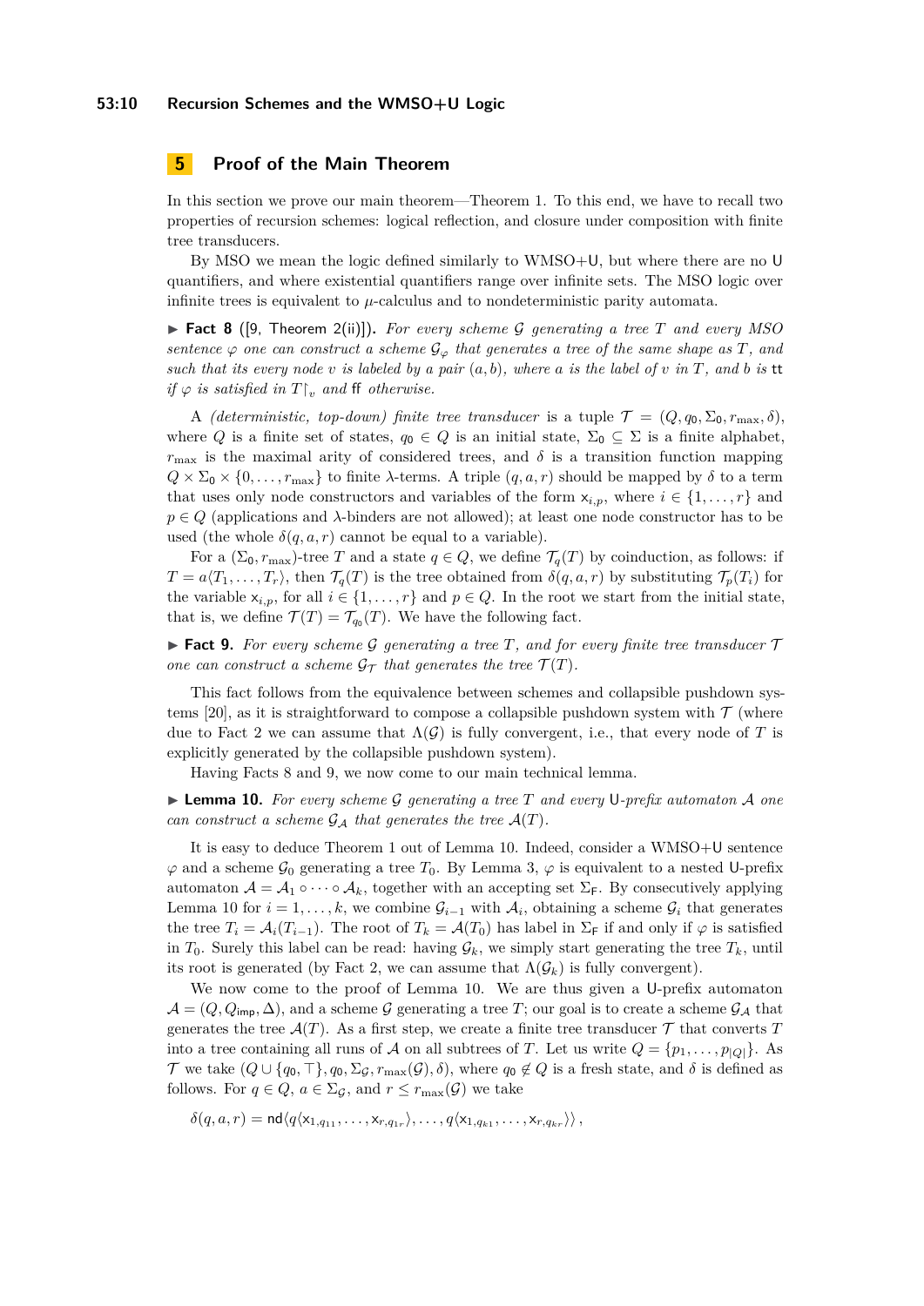## 5 Proof of the Main Theorem

In this section we prove our main theorem—Theorem 1. To this end, we have to recall two properties of recursion schemes: logical reflection, and closure under composition with finite tree transducers.

By MSO we mean the logic defined similarly to WMSO+U, but where there are no U quantifiers, and where existential quantifiers range over infinite sets. The MSO logic over infinite trees is equivalent to $\mu$-calculus and to nondeterministic parity automata.

▶ **Fact 8** ([9, Theorem 2(ii)]). *For every scheme $\mathcal{G}$ generating a tree $T$ and every MSO sentence $\varphi$ one can construct a scheme $\mathcal{G}_\varphi$ that generates a tree of the same shape as $T$, and such that its every node $v$ is labeled by a pair $(a, b)$, where $a$ is the label of $v$ in $T$, and $b$ is $\mathsf{tt}$ if $\varphi$ is satisfied in $T{\restriction_v}$ and $\mathsf{ff}$ otherwise.*

A *(deterministic, top-down) finite tree transducer* is a tuple $\mathcal{T} = (Q, q_0, \Sigma_0, r_{\max}, \delta)$, where $Q$ is a finite set of states, $q_0 \in Q$ is an initial state, $\Sigma_0 \subseteq \Sigma$ is a finite alphabet, $r_{\max}$ is the maximal arity of considered trees, and $\delta$ is a transition function mapping $Q \times \Sigma_0 \times \{0, \dots, r_{\max}\}$ to finite $\lambda$-terms. A triple $(q, a, r)$ should be mapped by $\delta$ to a term that uses only node constructors and variables of the form $\mathsf{x}_{i,p}$, where $i \in \{1, \dots, r\}$ and $p \in Q$ (applications and $\lambda$-binders are not allowed); at least one node constructor has to be used (the whole $\delta(q, a, r)$ cannot be equal to a variable).

For a $(\Sigma_0, r_{\max})$-tree $T$ and a state $q \in Q$, we define $\mathcal{T}_q(T)$ by coinduction, as follows: if $T = a\langle T_1, \dots, T_r\rangle$, then $\mathcal{T}_q(T)$ is the tree obtained from $\delta(q, a, r)$ by substituting $\mathcal{T}_p(T_i)$ for the variable $\mathsf{x}_{i,p}$, for all $i \in \{1, \dots, r\}$ and $p \in Q$. In the root we start from the initial state, that is, we define $\mathcal{T}(T) = \mathcal{T}_{q_0}(T)$. We have the following fact.

▶ **Fact 9.** *For every scheme $\mathcal{G}$ generating a tree $T$, and for every finite tree transducer $\mathcal{T}$ one can construct a scheme $\mathcal{G}_{\mathcal{T}}$ that generates the tree $\mathcal{T}(T)$.*

This fact follows from the equivalence between schemes and collapsible pushdown systems [20], as it is straightforward to compose a collapsible pushdown system with $\mathcal{T}$ (where due to Fact 2 we can assume that $\Lambda(\mathcal{G})$ is fully convergent, i.e., that every node of $T$ is explicitly generated by the collapsible pushdown system).

Having Facts 8 and 9, we now come to our main technical lemma.

▶ **Lemma 10.** *For every scheme $\mathcal{G}$ generating a tree $T$ and every $\mathsf{U}$-prefix automaton $\mathcal{A}$ one can construct a scheme $\mathcal{G}_{\mathcal{A}}$ that generates the tree $\mathcal{A}(T)$.*

It is easy to deduce Theorem 1 out of Lemma 10. Indeed, consider a WMSO+U sentence $\varphi$ and a scheme $\mathcal{G}_0$ generating a tree $T_0$. By Lemma 3, $\varphi$ is equivalent to a nested $\mathsf{U}$-prefix automaton $\mathcal{A} = \mathcal{A}_1 \circ \dots \circ \mathcal{A}_k$, together with an accepting set $\Sigma_{\mathsf{F}}$. By consecutively applying Lemma 10 for $i = 1, \dots, k$, we combine $\mathcal{G}_{i-1}$ with $\mathcal{A}_i$, obtaining a scheme $\mathcal{G}_i$ that generates the tree $T_i = \mathcal{A}_i(T_{i-1})$. The root of $T_k = \mathcal{A}(T_0)$ has label in $\Sigma_{\mathsf{F}}$ if and only if $\varphi$ is satisfied in $T_0$. Surely this label can be read: having $\mathcal{G}_k$, we simply start generating the tree $T_k$, until its root is generated (by Fact 2, we can assume that $\Lambda(\mathcal{G}_k)$ is fully convergent).

We now come to the proof of Lemma 10. We are thus given a $\mathsf{U}$-prefix automaton $\mathcal{A} = (Q, Q_{\mathsf{imp}}, \Delta)$, and a scheme $\mathcal{G}$ generating a tree $T$; our goal is to create a scheme $\mathcal{G}_{\mathcal{A}}$ that generates the tree $\mathcal{A}(T)$. As a first step, we create a finite tree transducer $\mathcal{T}$ that converts $T$ into a tree containing all runs of $\mathcal{A}$ on all subtrees of $T$. Let us write $Q = \{p_1, \dots, p_{|Q|}\}$. As $\mathcal{T}$ we take $(Q \cup \{q_0, \top\}, q_0, \Sigma_{\mathcal{G}}, r_{\max}(\mathcal{G}), \delta)$, where $q_0 \not\in Q$ is a fresh state, and $\delta$ is defined as follows. For $q \in Q$, $a \in \Sigma_{\mathcal{G}}$, and $r \leq r_{\max}(\mathcal{G})$ we take

$$\delta(q, a, r) = \mathsf{nd}\langle q\langle \mathsf{x}_{1,q_{11}}, \dots, \mathsf{x}_{r,q_{1r}}\rangle, \dots, q\langle \mathsf{x}_{1,q_{k1}}, \dots, \mathsf{x}_{r,q_{kr}}\rangle\rangle\,,$$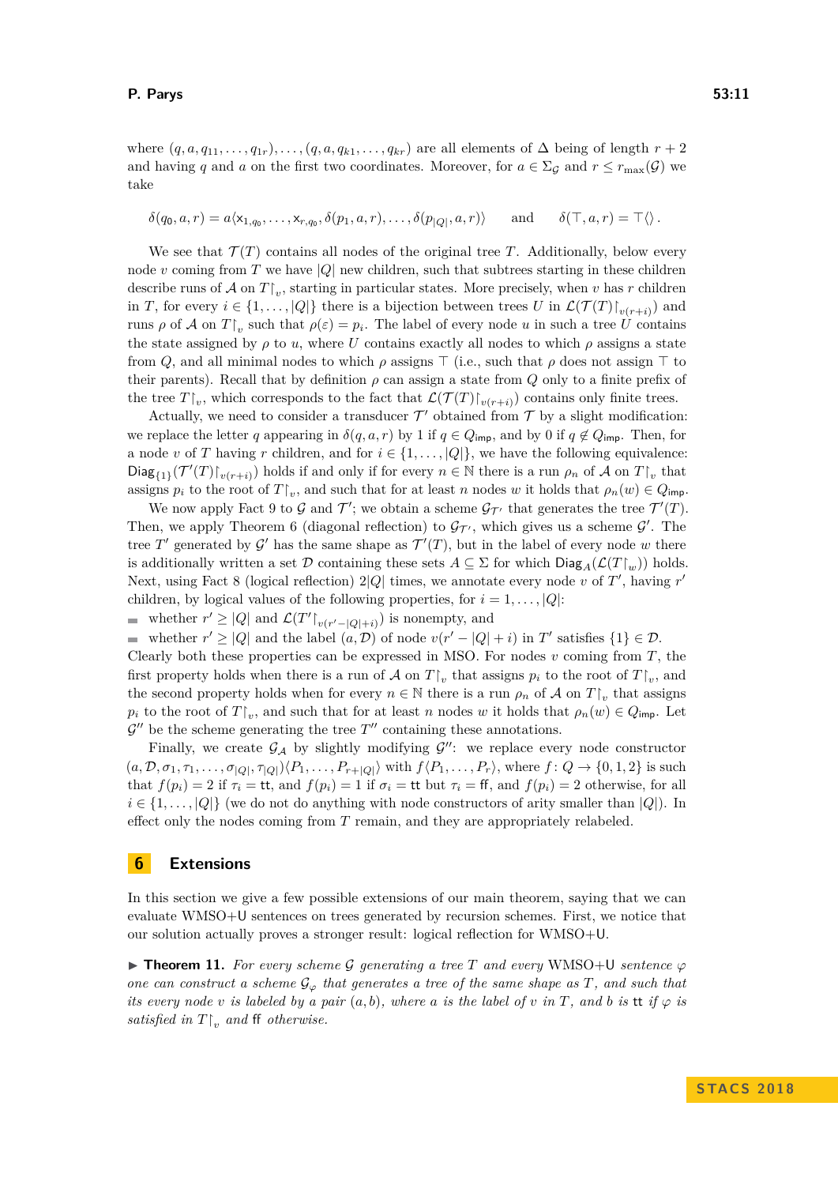where $(q, a, q_{11}, \dots, q_{1r}), \dots, (q, a, q_{k1}, \dots, q_{kr})$ are all elements of $\Delta$ being of length $r + 2$ and having $q$ and $a$ on the first two coordinates. Moreover, for $a \in \Sigma_\mathcal{G}$ and $r \leq r_{\max}(\mathcal{G})$ we take

$$\delta(q_0, a, r) = a\langle \mathsf{x}_{1,q_0}, \dots, \mathsf{x}_{r,q_0}, \delta(p_1, a, r), \dots, \delta(p_{|Q|}, a, r)\rangle \qquad \text{and} \qquad \delta(\top, a, r) = \top\langle\rangle\,.$$

We see that $\mathcal{T}(T)$ contains all nodes of the original tree $T$. Additionally, below every node $v$ coming from $T$ we have $|Q|$ new children, such that subtrees starting in these children describe runs of $\mathcal{A}$ on $T{\restriction}_v$, starting in particular states. More precisely, when $v$ has $r$ children in $T$, for every $i \in \{1, \dots, |Q|\}$ there is a bijection between trees $U$ in $\mathcal{L}(\mathcal{T}(T){\restriction}_{v(r+i)})$ and runs $\rho$ of $\mathcal{A}$ on $T{\restriction}_v$ such that $\rho(\varepsilon) = p_i$. The label of every node $u$ in such a tree $U$ contains the state assigned by $\rho$ to $u$, where $U$ contains exactly all nodes to which $\rho$ assigns a state from $Q$, and all minimal nodes to which $\rho$ assigns $\top$ (i.e., such that $\rho$ does not assign $\top$ to their parents). Recall that by definition $\rho$ can assign a state from $Q$ only to a finite prefix of the tree $T{\restriction}_v$, which corresponds to the fact that $\mathcal{L}(\mathcal{T}(T){\restriction}_{v(r+i)})$ contains only finite trees.

Actually, we need to consider a transducer $\mathcal{T}'$ obtained from $\mathcal{T}$ by a slight modification: we replace the letter $q$ appearing in $\delta(q, a, r)$ by 1 if $q \in Q_{\mathsf{imp}}$, and by 0 if $q \notin Q_{\mathsf{imp}}$. Then, for a node $v$ of $T$ having $r$ children, and for $i \in \{1, \dots, |Q|\}$, we have the following equivalence: $\mathsf{Diag}_{\{1\}}(\mathcal{T}'(T){\restriction}_{v(r+i)})$ holds if and only if for every $n \in \mathbb{N}$ there is a run $\rho_n$ of $\mathcal{A}$ on $T{\restriction}_v$ that assigns $p_i$ to the root of $T{\restriction}_v$, and such that for at least $n$ nodes $w$ it holds that $\rho_n(w) \in Q_{\mathsf{imp}}$.

We now apply Fact 9 to $\mathcal{G}$ and $\mathcal{T}'$; we obtain a scheme $\mathcal{G}_{\mathcal{T}'}$ that generates the tree $\mathcal{T}'(T)$. Then, we apply Theorem 6 (diagonal reflection) to $\mathcal{G}_{\mathcal{T}'}$, which gives us a scheme $\mathcal{G}'$. The tree $T'$ generated by $\mathcal{G}'$ has the same shape as $\mathcal{T}'(T)$, but in the label of every node $w$ there is additionally written a set $\mathcal{D}$ containing these sets $A \subseteq \Sigma$ for which $\mathsf{Diag}_A(\mathcal{L}(T{\restriction}_w))$ holds. Next, using Fact 8 (logical reflection) $2|Q|$ times, we annotate every node $v$ of $T'$, having $r'$ children, by logical values of the following properties, for $i = 1, \dots, |Q|$:

- whether $r' \geq |Q|$ and $\mathcal{L}(T'{\restriction}_{v(r'-|Q|+i)})$ is nonempty, and
- whether $r' \geq |Q|$ and the label $(a, \mathcal{D})$ of node $v(r' - |Q| + i)$ in $T'$ satisfies $\{1\} \in \mathcal{D}$.

Clearly both these properties can be expressed in MSO. For nodes $v$ coming from $T$, the first property holds when there is a run of $\mathcal{A}$ on $T{\restriction}_v$ that assigns $p_i$ to the root of $T{\restriction}_v$, and the second property holds when for every $n \in \mathbb{N}$ there is a run $\rho_n$ of $\mathcal{A}$ on $T{\restriction}_v$ that assigns $p_i$ to the root of $T{\restriction}_v$, and such that for at least $n$ nodes $w$ it holds that $\rho_n(w) \in Q_{\mathsf{imp}}$. Let $\mathcal{G}''$ be the scheme generating the tree $T''$ containing these annotations.

Finally, we create $\mathcal{G}_\mathcal{A}$ by slightly modifying $\mathcal{G}''$: we replace every node constructor $(a, \mathcal{D}, \sigma_1, \tau_1, \dots, \sigma_{|Q|}, \tau_{|Q|})\langle P_1, \dots, P_{r+|Q|}\rangle$ with $f\langle P_1, \dots, P_r\rangle$, where $f\colon Q \to \{0, 1, 2\}$ is such that $f(p_i) = 2$ if $\tau_i = \mathtt{tt}$, and $f(p_i) = 1$ if $\sigma_i = \mathtt{tt}$ but $\tau_i = \mathtt{ff}$, and $f(p_i) = 2$ otherwise, for all $i \in \{1, \dots, |Q|\}$ (we do not do anything with node constructors of arity smaller than $|Q|$). In effect only the nodes coming from $T$ remain, and they are appropriately relabeled.

## 6 Extensions

In this section we give a few possible extensions of our main theorem, saying that we can evaluate WMSO+U sentences on trees generated by recursion schemes. First, we notice that our solution actually proves a stronger result: logical reflection for WMSO+U.

▶ **Theorem 11.** *For every scheme $\mathcal{G}$ generating a tree $T$ and every* WMSO+U *sentence $\varphi$ one can construct a scheme $\mathcal{G}_\varphi$ that generates a tree of the same shape as $T$, and such that its every node $v$ is labeled by a pair $(a, b)$, where $a$ is the label of $v$ in $T$, and $b$ is* $\mathtt{tt}$ *if $\varphi$ is satisfied in $T{\restriction}_v$ and* $\mathtt{ff}$ *otherwise.*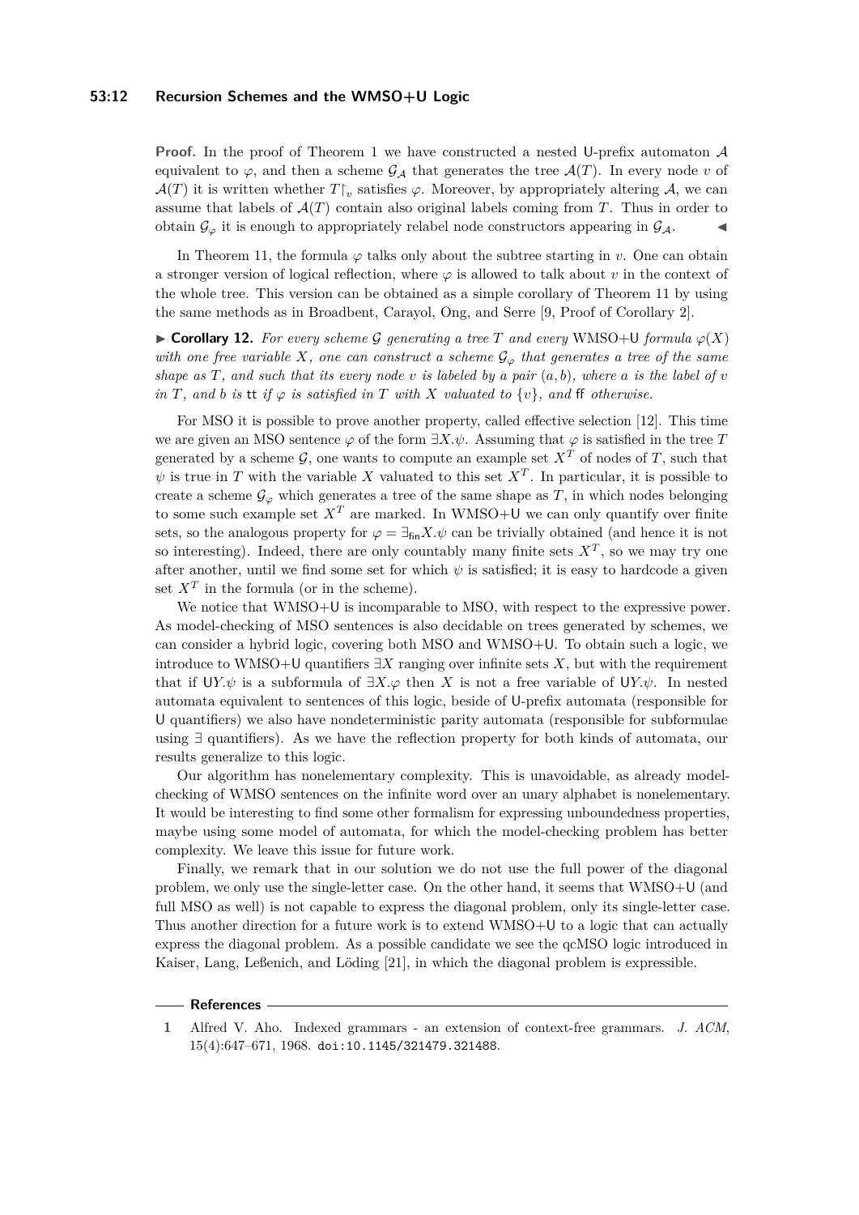**Proof.** In the proof of Theorem 1 we have constructed a nested U-prefix automaton $\mathcal{A}$ equivalent to $\varphi$, and then a scheme $\mathcal{G}_{\mathcal{A}}$ that generates the tree $\mathcal{A}(T)$. In every node $v$ of $\mathcal{A}(T)$ it is written whether $T\restriction_v$ satisfies $\varphi$. Moreover, by appropriately altering $\mathcal{A}$, we can assume that labels of $\mathcal{A}(T)$ contain also original labels coming from $T$. Thus in order to obtain $\mathcal{G}_\varphi$ it is enough to appropriately relabel node constructors appearing in $\mathcal{G}_{\mathcal{A}}$. ◀

In Theorem 11, the formula $\varphi$ talks only about the subtree starting in $v$. One can obtain a stronger version of logical reflection, where $\varphi$ is allowed to talk about $v$ in the context of the whole tree. This version can be obtained as a simple corollary of Theorem 11 by using the same methods as in Broadbent, Carayol, Ong, and Serre [9, Proof of Corollary 2].

▶ **Corollary 12.** *For every scheme $\mathcal{G}$ generating a tree $T$ and every* WMSO+U *formula $\varphi(X)$ with one free variable $X$, one can construct a scheme $\mathcal{G}_\varphi$ that generates a tree of the same shape as $T$, and such that its every node $v$ is labeled by a pair $(a, b)$, where $a$ is the label of $v$ in $T$, and $b$ is* tt *if $\varphi$ is satisfied in $T$ with $X$ valuated to $\{v\}$, and* ff *otherwise.*

For MSO it is possible to prove another property, called effective selection [12]. This time we are given an MSO sentence $\varphi$ of the form $\exists X.\psi$. Assuming that $\varphi$ is satisfied in the tree $T$ generated by a scheme $\mathcal{G}$, one wants to compute an example set $X^T$ of nodes of $T$, such that $\psi$ is true in $T$ with the variable $X$ valuated to this set $X^T$. In particular, it is possible to create a scheme $\mathcal{G}_\varphi$ which generates a tree of the same shape as $T$, in which nodes belonging to some such example set $X^T$ are marked. In WMSO+U we can only quantify over finite sets, so the analogous property for $\varphi = \exists_{\mathsf{fin}} X.\psi$ can be trivially obtained (and hence it is not so interesting). Indeed, there are only countably many finite sets $X^T$, so we may try one after another, until we find some set for which $\psi$ is satisfied; it is easy to hardcode a given set $X^T$ in the formula (or in the scheme).

We notice that WMSO+U is incomparable to MSO, with respect to the expressive power. As model-checking of MSO sentences is also decidable on trees generated by schemes, we can consider a hybrid logic, covering both MSO and WMSO+U. To obtain such a logic, we introduce to WMSO+U quantifiers $\exists X$ ranging over infinite sets $X$, but with the requirement that if $\mathsf{U}Y.\psi$ is a subformula of $\exists X.\varphi$ then $X$ is not a free variable of $\mathsf{U}Y.\psi$. In nested automata equivalent to sentences of this logic, beside of U-prefix automata (responsible for U quantifiers) we also have nondeterministic parity automata (responsible for subformulae using $\exists$ quantifiers). As we have the reflection property for both kinds of automata, our results generalize to this logic.

Our algorithm has nonelementary complexity. This is unavoidable, as already model-checking of WMSO sentences on the infinite word over an unary alphabet is nonelementary. It would be interesting to find some other formalism for expressing unboundedness properties, maybe using some model of automata, for which the model-checking problem has better complexity. We leave this issue for future work.

Finally, we remark that in our solution we do not use the full power of the diagonal problem, we only use the single-letter case. On the other hand, it seems that WMSO+U (and full MSO as well) is not capable to express the diagonal problem, only its single-letter case. Thus another direction for a future work is to extend WMSO+U to a logic that can actually express the diagonal problem. As a possible candidate we see the qcMSO logic introduced in Kaiser, Lang, Leßenich, and Löding [21], in which the diagonal problem is expressible.

## References

1. Alfred V. Aho. Indexed grammars - an extension of context-free grammars. *J. ACM*, 15(4):647–671, 1968. doi:10.1145/321479.321488.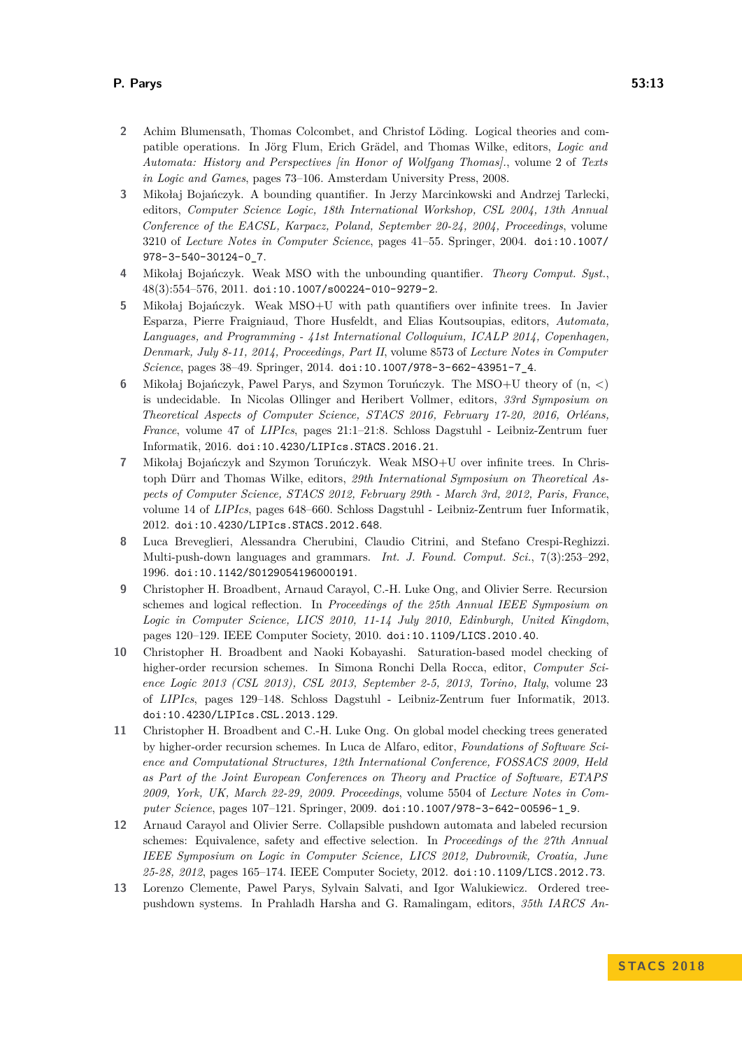2. Achim Blumensath, Thomas Colcombet, and Christof Löding. Logical theories and compatible operations. In Jörg Flum, Erich Grädel, and Thomas Wilke, editors, *Logic and Automata: History and Perspectives [in Honor of Wolfgang Thomas].*, volume 2 of *Texts in Logic and Games*, pages 73–106. Amsterdam University Press, 2008.
3. Mikołaj Bojańczyk. A bounding quantifier. In Jerzy Marcinkowski and Andrzej Tarlecki, editors, *Computer Science Logic, 18th International Workshop, CSL 2004, 13th Annual Conference of the EACSL, Karpacz, Poland, September 20-24, 2004, Proceedings*, volume 3210 of *Lecture Notes in Computer Science*, pages 41–55. Springer, 2004. doi:10.1007/978-3-540-30124-0_7.
4. Mikołaj Bojańczyk. Weak MSO with the unbounding quantifier. *Theory Comput. Syst.*, 48(3):554–576, 2011. doi:10.1007/s00224-010-9279-2.
5. Mikołaj Bojańczyk. Weak MSO+U with path quantifiers over infinite trees. In Javier Esparza, Pierre Fraigniaud, Thore Husfeldt, and Elias Koutsoupias, editors, *Automata, Languages, and Programming - 41st International Colloquium, ICALP 2014, Copenhagen, Denmark, July 8-11, 2014, Proceedings, Part II*, volume 8573 of *Lecture Notes in Computer Science*, pages 38–49. Springer, 2014. doi:10.1007/978-3-662-43951-7_4.
6. Mikołaj Bojańczyk, Pawel Parys, and Szymon Toruńczyk. The MSO+U theory of (n, <) is undecidable. In Nicolas Ollinger and Heribert Vollmer, editors, *33rd Symposium on Theoretical Aspects of Computer Science, STACS 2016, February 17-20, 2016, Orléans, France*, volume 47 of *LIPIcs*, pages 21:1–21:8. Schloss Dagstuhl - Leibniz-Zentrum fuer Informatik, 2016. doi:10.4230/LIPIcs.STACS.2016.21.
7. Mikołaj Bojańczyk and Szymon Toruńczyk. Weak MSO+U over infinite trees. In Christoph Dürr and Thomas Wilke, editors, *29th International Symposium on Theoretical Aspects of Computer Science, STACS 2012, February 29th - March 3rd, 2012, Paris, France*, volume 14 of *LIPIcs*, pages 648–660. Schloss Dagstuhl - Leibniz-Zentrum fuer Informatik, 2012. doi:10.4230/LIPIcs.STACS.2012.648.
8. Luca Breveglieri, Alessandra Cherubini, Claudio Citrini, and Stefano Crespi-Reghizzi. Multi-push-down languages and grammars. *Int. J. Found. Comput. Sci.*, 7(3):253–292, 1996. doi:10.1142/S0129054196000191.
9. Christopher H. Broadbent, Arnaud Carayol, C.-H. Luke Ong, and Olivier Serre. Recursion schemes and logical reflection. In *Proceedings of the 25th Annual IEEE Symposium on Logic in Computer Science, LICS 2010, 11-14 July 2010, Edinburgh, United Kingdom*, pages 120–129. IEEE Computer Society, 2010. doi:10.1109/LICS.2010.40.
10. Christopher H. Broadbent and Naoki Kobayashi. Saturation-based model checking of higher-order recursion schemes. In Simona Ronchi Della Rocca, editor, *Computer Science Logic 2013 (CSL 2013), CSL 2013, September 2-5, 2013, Torino, Italy*, volume 23 of *LIPIcs*, pages 129–148. Schloss Dagstuhl - Leibniz-Zentrum fuer Informatik, 2013. doi:10.4230/LIPIcs.CSL.2013.129.
11. Christopher H. Broadbent and C.-H. Luke Ong. On global model checking trees generated by higher-order recursion schemes. In Luca de Alfaro, editor, *Foundations of Software Science and Computational Structures, 12th International Conference, FOSSACS 2009, Held as Part of the Joint European Conferences on Theory and Practice of Software, ETAPS 2009, York, UK, March 22-29, 2009. Proceedings*, volume 5504 of *Lecture Notes in Computer Science*, pages 107–121. Springer, 2009. doi:10.1007/978-3-642-00596-1_9.
12. Arnaud Carayol and Olivier Serre. Collapsible pushdown automata and labeled recursion schemes: Equivalence, safety and effective selection. In *Proceedings of the 27th Annual IEEE Symposium on Logic in Computer Science, LICS 2012, Dubrovnik, Croatia, June 25-28, 2012*, pages 165–174. IEEE Computer Society, 2012. doi:10.1109/LICS.2012.73.
13. Lorenzo Clemente, Pawel Parys, Sylvain Salvati, and Igor Walukiewicz. Ordered tree-pushdown systems. In Prahladh Harsha and G. Ramalingam, editors, *35th IARCS An-*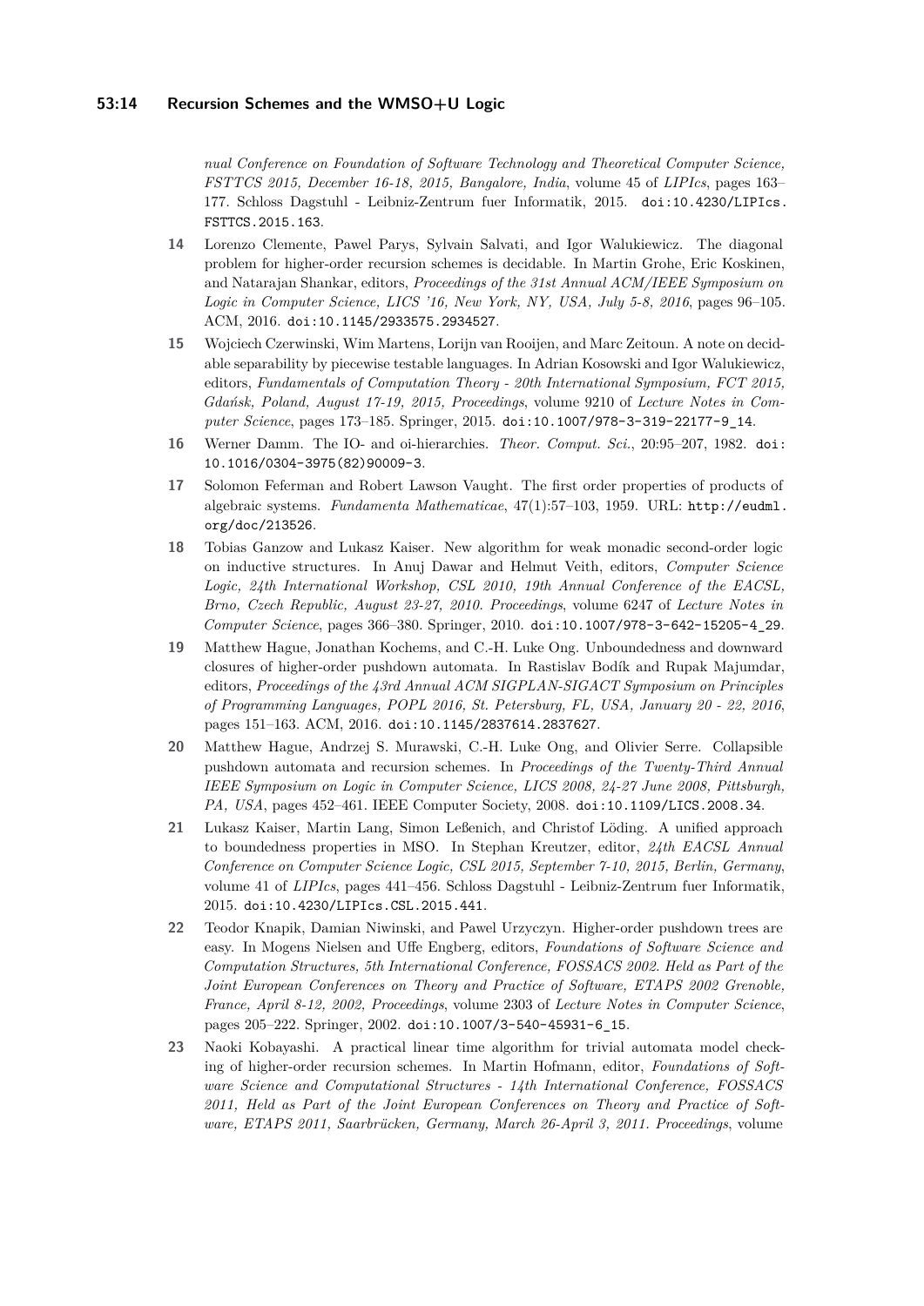*nual Conference on Foundation of Software Technology and Theoretical Computer Science, FSTTCS 2015, December 16-18, 2015, Bangalore, India*, volume 45 of *LIPIcs*, pages 163–177. Schloss Dagstuhl - Leibniz-Zentrum fuer Informatik, 2015. doi:10.4230/LIPIcs.FSTTCS.2015.163.

**14** Lorenzo Clemente, Pawel Parys, Sylvain Salvati, and Igor Walukiewicz. The diagonal problem for higher-order recursion schemes is decidable. In Martin Grohe, Eric Koskinen, and Natarajan Shankar, editors, *Proceedings of the 31st Annual ACM/IEEE Symposium on Logic in Computer Science, LICS '16, New York, NY, USA, July 5-8, 2016*, pages 96–105. ACM, 2016. doi:10.1145/2933575.2934527.

**15** Wojciech Czerwinski, Wim Martens, Lorijn van Rooijen, and Marc Zeitoun. A note on decidable separability by piecewise testable languages. In Adrian Kosowski and Igor Walukiewicz, editors, *Fundamentals of Computation Theory - 20th International Symposium, FCT 2015, Gdańsk, Poland, August 17-19, 2015, Proceedings*, volume 9210 of *Lecture Notes in Computer Science*, pages 173–185. Springer, 2015. doi:10.1007/978-3-319-22177-9_14.

**16** Werner Damm. The IO- and oi-hierarchies. *Theor. Comput. Sci.*, 20:95–207, 1982. doi:10.1016/0304-3975(82)90009-3.

**17** Solomon Feferman and Robert Lawson Vaught. The first order properties of products of algebraic systems. *Fundamenta Mathematicae*, 47(1):57–103, 1959. URL: http://eudml.org/doc/213526.

**18** Tobias Ganzow and Lukasz Kaiser. New algorithm for weak monadic second-order logic on inductive structures. In Anuj Dawar and Helmut Veith, editors, *Computer Science Logic, 24th International Workshop, CSL 2010, 19th Annual Conference of the EACSL, Brno, Czech Republic, August 23-27, 2010. Proceedings*, volume 6247 of *Lecture Notes in Computer Science*, pages 366–380. Springer, 2010. doi:10.1007/978-3-642-15205-4_29.

**19** Matthew Hague, Jonathan Kochems, and C.-H. Luke Ong. Unboundedness and downward closures of higher-order pushdown automata. In Rastislav Bodík and Rupak Majumdar, editors, *Proceedings of the 43rd Annual ACM SIGPLAN-SIGACT Symposium on Principles of Programming Languages, POPL 2016, St. Petersburg, FL, USA, January 20 - 22, 2016*, pages 151–163. ACM, 2016. doi:10.1145/2837614.2837627.

**20** Matthew Hague, Andrzej S. Murawski, C.-H. Luke Ong, and Olivier Serre. Collapsible pushdown automata and recursion schemes. In *Proceedings of the Twenty-Third Annual IEEE Symposium on Logic in Computer Science, LICS 2008, 24-27 June 2008, Pittsburgh, PA, USA*, pages 452–461. IEEE Computer Society, 2008. doi:10.1109/LICS.2008.34.

**21** Lukasz Kaiser, Martin Lang, Simon Leßenich, and Christof Löding. A unified approach to boundedness properties in MSO. In Stephan Kreutzer, editor, *24th EACSL Annual Conference on Computer Science Logic, CSL 2015, September 7-10, 2015, Berlin, Germany*, volume 41 of *LIPIcs*, pages 441–456. Schloss Dagstuhl - Leibniz-Zentrum fuer Informatik, 2015. doi:10.4230/LIPIcs.CSL.2015.441.

**22** Teodor Knapik, Damian Niwinski, and Pawel Urzyczyn. Higher-order pushdown trees are easy. In Mogens Nielsen and Uffe Engberg, editors, *Foundations of Software Science and Computation Structures, 5th International Conference, FOSSACS 2002. Held as Part of the Joint European Conferences on Theory and Practice of Software, ETAPS 2002 Grenoble, France, April 8-12, 2002, Proceedings*, volume 2303 of *Lecture Notes in Computer Science*, pages 205–222. Springer, 2002. doi:10.1007/3-540-45931-6_15.

**23** Naoki Kobayashi. A practical linear time algorithm for trivial automata model checking of higher-order recursion schemes. In Martin Hofmann, editor, *Foundations of Software Science and Computational Structures - 14th International Conference, FOSSACS 2011, Held as Part of the Joint European Conferences on Theory and Practice of Software, ETAPS 2011, Saarbrücken, Germany, March 26-April 3, 2011. Proceedings*, volume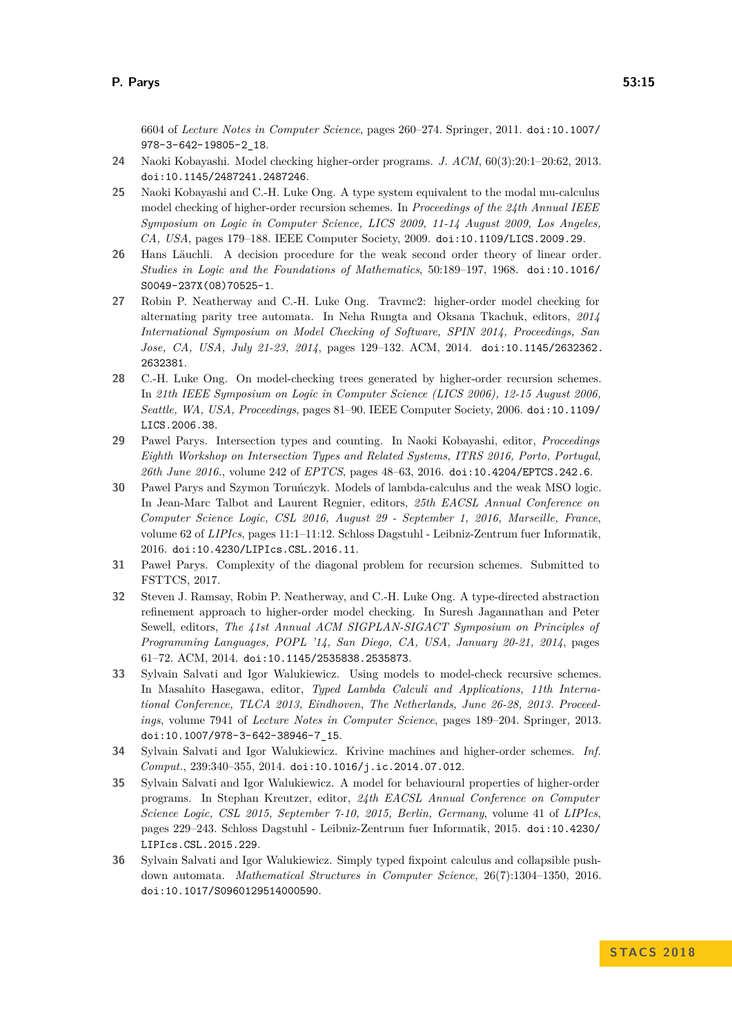6604 of *Lecture Notes in Computer Science*, pages 260–274. Springer, 2011. doi:10.1007/978-3-642-19805-2_18.

24. Naoki Kobayashi. Model checking higher-order programs. *J. ACM*, 60(3):20:1–20:62, 2013. doi:10.1145/2487241.2487246.
25. Naoki Kobayashi and C.-H. Luke Ong. A type system equivalent to the modal mu-calculus model checking of higher-order recursion schemes. In *Proceedings of the 24th Annual IEEE Symposium on Logic in Computer Science, LICS 2009, 11-14 August 2009, Los Angeles, CA, USA*, pages 179–188. IEEE Computer Society, 2009. doi:10.1109/LICS.2009.29.
26. Hans Läuchli. A decision procedure for the weak second order theory of linear order. *Studies in Logic and the Foundations of Mathematics*, 50:189–197, 1968. doi:10.1016/S0049-237X(08)70525-1.
27. Robin P. Neatherway and C.-H. Luke Ong. Travmc2: higher-order model checking for alternating parity tree automata. In Neha Rungta and Oksana Tkachuk, editors, *2014 International Symposium on Model Checking of Software, SPIN 2014, Proceedings, San Jose, CA, USA, July 21-23, 2014*, pages 129–132. ACM, 2014. doi:10.1145/2632362.2632381.
28. C.-H. Luke Ong. On model-checking trees generated by higher-order recursion schemes. In *21th IEEE Symposium on Logic in Computer Science (LICS 2006), 12-15 August 2006, Seattle, WA, USA, Proceedings*, pages 81–90. IEEE Computer Society, 2006. doi:10.1109/LICS.2006.38.
29. Pawel Parys. Intersection types and counting. In Naoki Kobayashi, editor, *Proceedings Eighth Workshop on Intersection Types and Related Systems, ITRS 2016, Porto, Portugal, 26th June 2016.*, volume 242 of *EPTCS*, pages 48–63, 2016. doi:10.4204/EPTCS.242.6.
30. Pawel Parys and Szymon Toruńczyk. Models of lambda-calculus and the weak MSO logic. In Jean-Marc Talbot and Laurent Regnier, editors, *25th EACSL Annual Conference on Computer Science Logic, CSL 2016, August 29 - September 1, 2016, Marseille, France*, volume 62 of *LIPIcs*, pages 11:1–11:12. Schloss Dagstuhl - Leibniz-Zentrum fuer Informatik, 2016. doi:10.4230/LIPIcs.CSL.2016.11.
31. Pawel Parys. Complexity of the diagonal problem for recursion schemes. Submitted to FSTTCS, 2017.
32. Steven J. Ramsay, Robin P. Neatherway, and C.-H. Luke Ong. A type-directed abstraction refinement approach to higher-order model checking. In Suresh Jagannathan and Peter Sewell, editors, *The 41st Annual ACM SIGPLAN-SIGACT Symposium on Principles of Programming Languages, POPL '14, San Diego, CA, USA, January 20-21, 2014*, pages 61–72. ACM, 2014. doi:10.1145/2535838.2535873.
33. Sylvain Salvati and Igor Walukiewicz. Using models to model-check recursive schemes. In Masahito Hasegawa, editor, *Typed Lambda Calculi and Applications, 11th International Conference, TLCA 2013, Eindhoven, The Netherlands, June 26-28, 2013. Proceedings*, volume 7941 of *Lecture Notes in Computer Science*, pages 189–204. Springer, 2013. doi:10.1007/978-3-642-38946-7_15.
34. Sylvain Salvati and Igor Walukiewicz. Krivine machines and higher-order schemes. *Inf. Comput.*, 239:340–355, 2014. doi:10.1016/j.ic.2014.07.012.
35. Sylvain Salvati and Igor Walukiewicz. A model for behavioural properties of higher-order programs. In Stephan Kreutzer, editor, *24th EACSL Annual Conference on Computer Science Logic, CSL 2015, September 7-10, 2015, Berlin, Germany*, volume 41 of *LIPIcs*, pages 229–243. Schloss Dagstuhl - Leibniz-Zentrum fuer Informatik, 2015. doi:10.4230/LIPIcs.CSL.2015.229.
36. Sylvain Salvati and Igor Walukiewicz. Simply typed fixpoint calculus and collapsible push-down automata. *Mathematical Structures in Computer Science*, 26(7):1304–1350, 2016. doi:10.1017/S0960129514000590.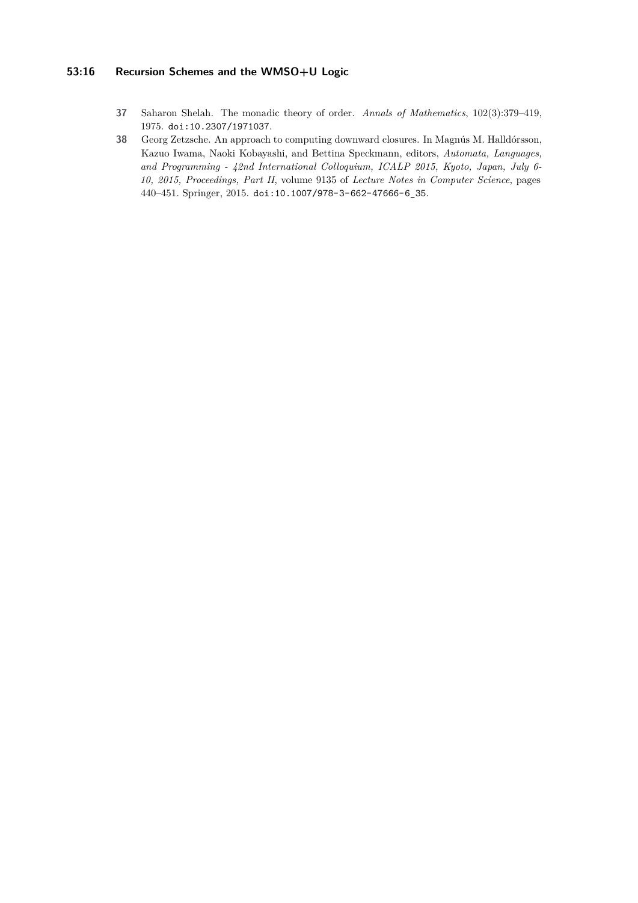**37** Saharon Shelah. The monadic theory of order. *Annals of Mathematics*, 102(3):379–419, 1975. doi:10.2307/1971037.

**38** Georg Zetzsche. An approach to computing downward closures. In Magnús M. Halldórsson, Kazuo Iwama, Naoki Kobayashi, and Bettina Speckmann, editors, *Automata, Languages, and Programming - 42nd International Colloquium, ICALP 2015, Kyoto, Japan, July 6-10, 2015, Proceedings, Part II*, volume 9135 of *Lecture Notes in Computer Science*, pages 440–451. Springer, 2015. doi:10.1007/978-3-662-47666-6_35.